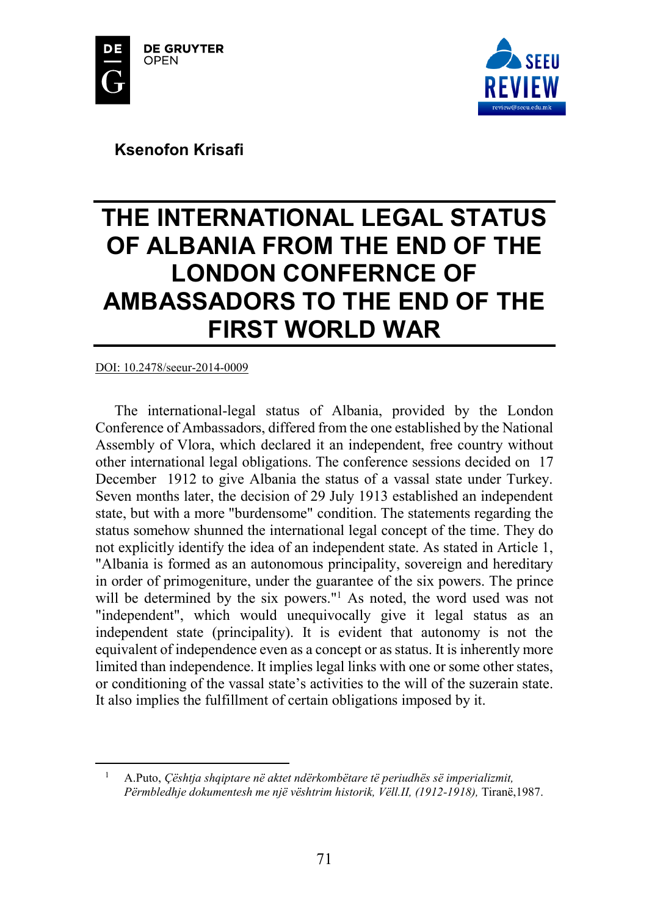**Ksenofon Krisafi**

# THE INTERNATIONAL LEGAL STATUS OF ALBANIA FROM THE END OF THE LONDON CONFERNCE OF AMBASSADORS TO THE END OF THE FIRST WORLD WAR

DOI: 10.2478/seeur-2014-0009

The international-legal status of Albania, provided by the London Conference of Ambassadors, differed from the one established by the National Assembly of Vlora, which declared it an independent, free country without other international legal obligations. The conference sessions decided on 17 December 1912 to give Albania the status of a vassal state under Turkey. Seven months later, the decision of 29 July 1913 established an independent state, but with a more "burdensome" condition. The statements regarding the status somehow shunned the international legal concept of the time. They do not explicitly identify the idea of an independent state. As stated in Article 1, "Albania is formed as an autonomous principality, sovereign and hereditary in order of primogeniture, under the guarantee of the six powers. The prince will be determined by the six powers."[1] As noted, the word used was not "independent", which would unequivocally give it legal status as an independent state (principality). It is evident that autonomy is not the equivalent of independence even as a concept or as status. It is inherently more limited than independence. It implies legal links with one or some other states, or conditioning of the vassal state's activities to the will of the suzerain state. It also implies the fulfillment of certain obligations imposed by it.

---

[1] A.Puto, *Çështja shqiptare në aktet ndërkombëtare të periudhës së imperializmit, Përmbledhje dokumentesh me një vështrim historik, Vëll.II, (1912-1918),* Tiranë,1987.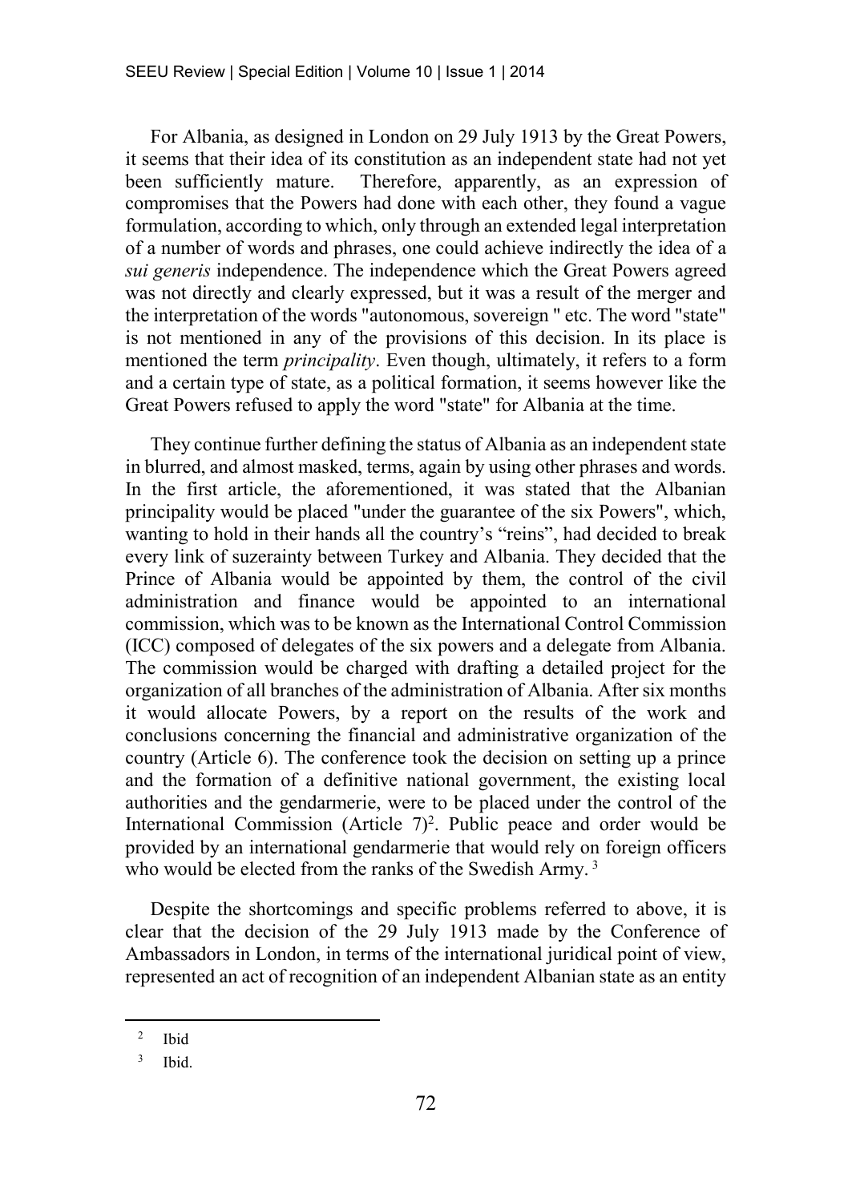For Albania, as designed in London on 29 July 1913 by the Great Powers, it seems that their idea of its constitution as an independent state had not yet been sufficiently mature. Therefore, apparently, as an expression of compromises that the Powers had done with each other, they found a vague formulation, according to which, only through an extended legal interpretation of a number of words and phrases, one could achieve indirectly the idea of a *sui generis* independence. The independence which the Great Powers agreed was not directly and clearly expressed, but it was a result of the merger and the interpretation of the words "autonomous, sovereign " etc. The word "state" is not mentioned in any of the provisions of this decision. In its place is mentioned the term *principality*. Even though, ultimately, it refers to a form and a certain type of state, as a political formation, it seems however like the Great Powers refused to apply the word "state" for Albania at the time.

They continue further defining the status of Albania as an independent state in blurred, and almost masked, terms, again by using other phrases and words. In the first article, the aforementioned, it was stated that the Albanian principality would be placed "under the guarantee of the six Powers", which, wanting to hold in their hands all the country's "reins", had decided to break every link of suzerainty between Turkey and Albania. They decided that the Prince of Albania would be appointed by them, the control of the civil administration and finance would be appointed to an international commission, which was to be known as the International Control Commission (ICC) composed of delegates of the six powers and a delegate from Albania. The commission would be charged with drafting a detailed project for the organization of all branches of the administration of Albania. After six months it would allocate Powers, by a report on the results of the work and conclusions concerning the financial and administrative organization of the country (Article 6). The conference took the decision on setting up a prince and the formation of a definitive national government, the existing local authorities and the gendarmerie, were to be placed under the control of the International Commission (Article 7)[2]. Public peace and order would be provided by an international gendarmerie that would rely on foreign officers who would be elected from the ranks of the Swedish Army. [3]

Despite the shortcomings and specific problems referred to above, it is clear that the decision of the 29 July 1913 made by the Conference of Ambassadors in London, in terms of the international juridical point of view, represented an act of recognition of an independent Albanian state as an entity

---

[2] Ibid

[3] Ibid.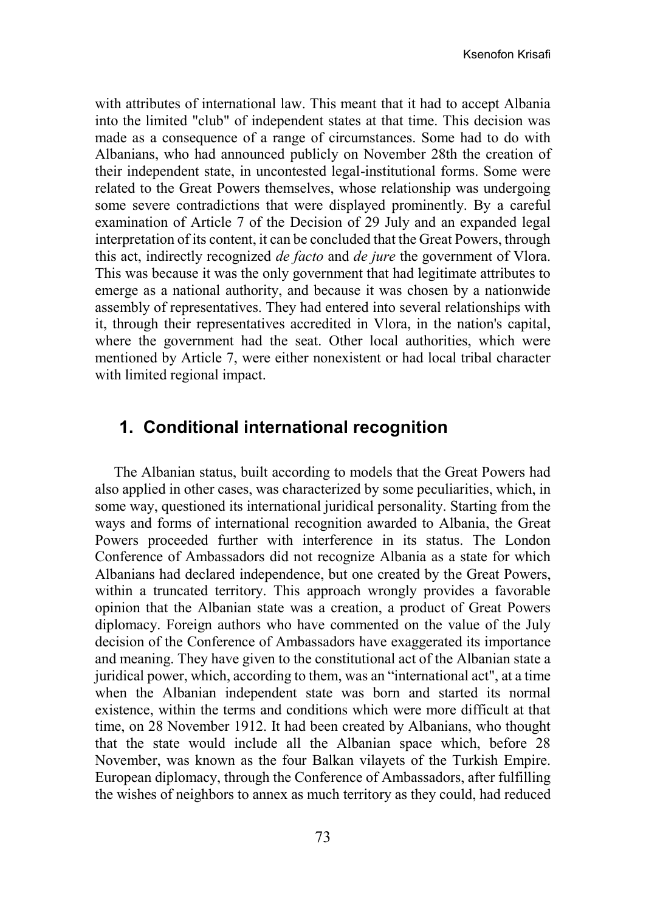with attributes of international law. This meant that it had to accept Albania into the limited "club" of independent states at that time. This decision was made as a consequence of a range of circumstances. Some had to do with Albanians, who had announced publicly on November 28th the creation of their independent state, in uncontested legal-institutional forms. Some were related to the Great Powers themselves, whose relationship was undergoing some severe contradictions that were displayed prominently. By a careful examination of Article 7 of the Decision of 29 July and an expanded legal interpretation of its content, it can be concluded that the Great Powers, through this act, indirectly recognized *de facto* and *de jure* the government of Vlora. This was because it was the only government that had legitimate attributes to emerge as a national authority, and because it was chosen by a nationwide assembly of representatives. They had entered into several relationships with it, through their representatives accredited in Vlora, in the nation's capital, where the government had the seat. Other local authorities, which were mentioned by Article 7, were either nonexistent or had local tribal character with limited regional impact.

## 1. Conditional international recognition

The Albanian status, built according to models that the Great Powers had also applied in other cases, was characterized by some peculiarities, which, in some way, questioned its international juridical personality. Starting from the ways and forms of international recognition awarded to Albania, the Great Powers proceeded further with interference in its status. The London Conference of Ambassadors did not recognize Albania as a state for which Albanians had declared independence, but one created by the Great Powers, within a truncated territory. This approach wrongly provides a favorable opinion that the Albanian state was a creation, a product of Great Powers diplomacy. Foreign authors who have commented on the value of the July decision of the Conference of Ambassadors have exaggerated its importance and meaning. They have given to the constitutional act of the Albanian state a juridical power, which, according to them, was an "international act", at a time when the Albanian independent state was born and started its normal existence, within the terms and conditions which were more difficult at that time, on 28 November 1912. It had been created by Albanians, who thought that the state would include all the Albanian space which, before 28 November, was known as the four Balkan vilayets of the Turkish Empire. European diplomacy, through the Conference of Ambassadors, after fulfilling the wishes of neighbors to annex as much territory as they could, had reduced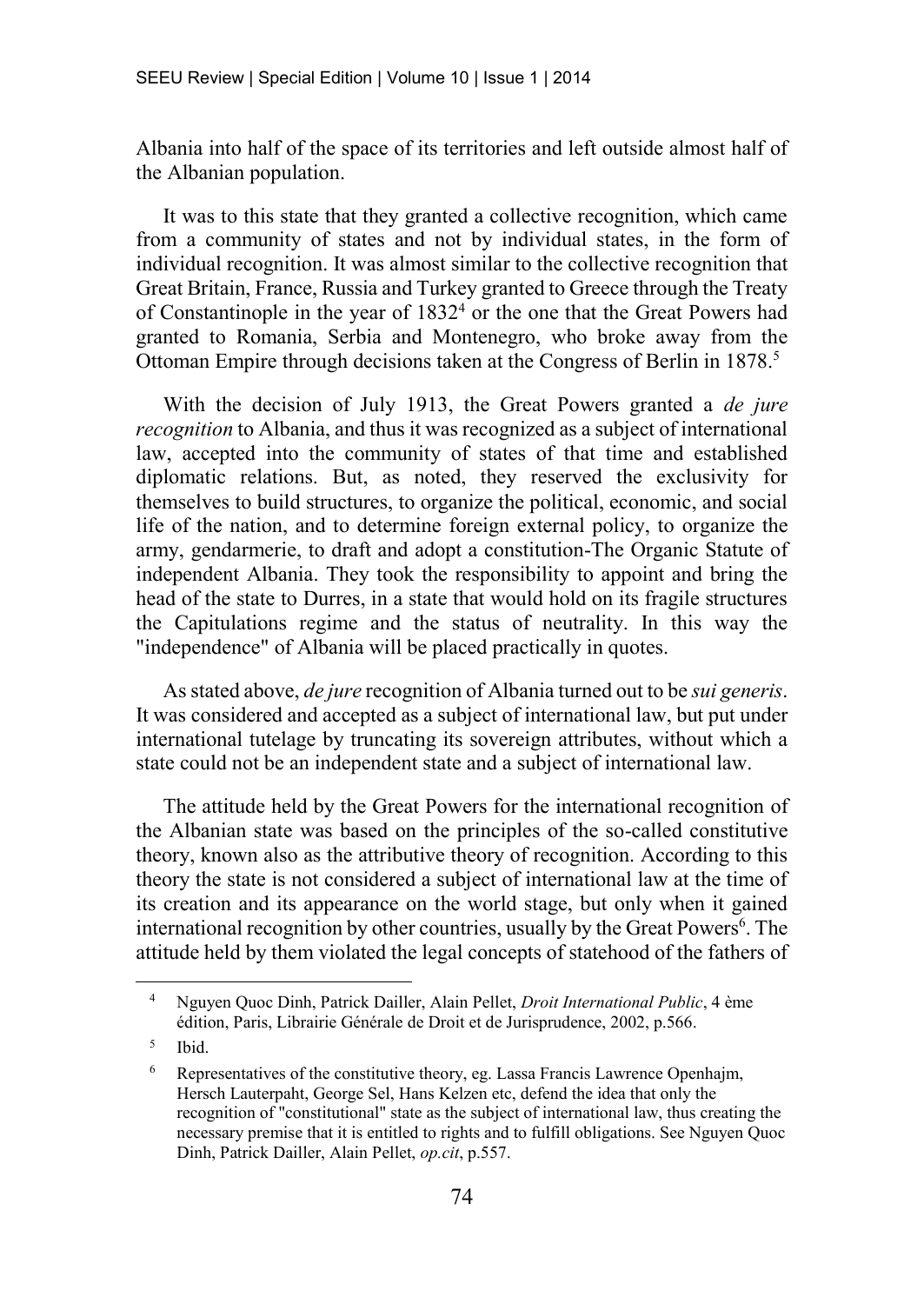Albania into half of the space of its territories and left outside almost half of the Albanian population.

It was to this state that they granted a collective recognition, which came from a community of states and not by individual states, in the form of individual recognition. It was almost similar to the collective recognition that Great Britain, France, Russia and Turkey granted to Greece through the Treaty of Constantinople in the year of 1832[4] or the one that the Great Powers had granted to Romania, Serbia and Montenegro, who broke away from the Ottoman Empire through decisions taken at the Congress of Berlin in 1878.[5]

With the decision of July 1913, the Great Powers granted a *de jure recognition* to Albania, and thus it was recognized as a subject of international law, accepted into the community of states of that time and established diplomatic relations. But, as noted, they reserved the exclusivity for themselves to build structures, to organize the political, economic, and social life of the nation, and to determine foreign external policy, to organize the army, gendarmerie, to draft and adopt a constitution-The Organic Statute of independent Albania. They took the responsibility to appoint and bring the head of the state to Durres, in a state that would hold on its fragile structures the Capitulations regime and the status of neutrality. In this way the "independence" of Albania will be placed practically in quotes.

As stated above, *de jure* recognition of Albania turned out to be *sui generis*. It was considered and accepted as a subject of international law, but put under international tutelage by truncating its sovereign attributes, without which a state could not be an independent state and a subject of international law.

The attitude held by the Great Powers for the international recognition of the Albanian state was based on the principles of the so-called constitutive theory, known also as the attributive theory of recognition. According to this theory the state is not considered a subject of international law at the time of its creation and its appearance on the world stage, but only when it gained international recognition by other countries, usually by the Great Powers[6]. The attitude held by them violated the legal concepts of statehood of the fathers of

---

[4] Nguyen Quoc Dinh, Patrick Dailler, Alain Pellet, *Droit International Public*, 4 ème édition, Paris, Librairie Générale de Droit et de Jurisprudence, 2002, p.566.

[5] Ibid.

[6] Representatives of the constitutive theory, eg. Lassa Francis Lawrence Openhajm, Hersch Lauterpaht, George Sel, Hans Kelzen etc, defend the idea that only the recognition of "constitutional" state as the subject of international law, thus creating the necessary premise that it is entitled to rights and to fulfill obligations. See Nguyen Quoc Dinh, Patrick Dailler, Alain Pellet, *op.cit*, p.557.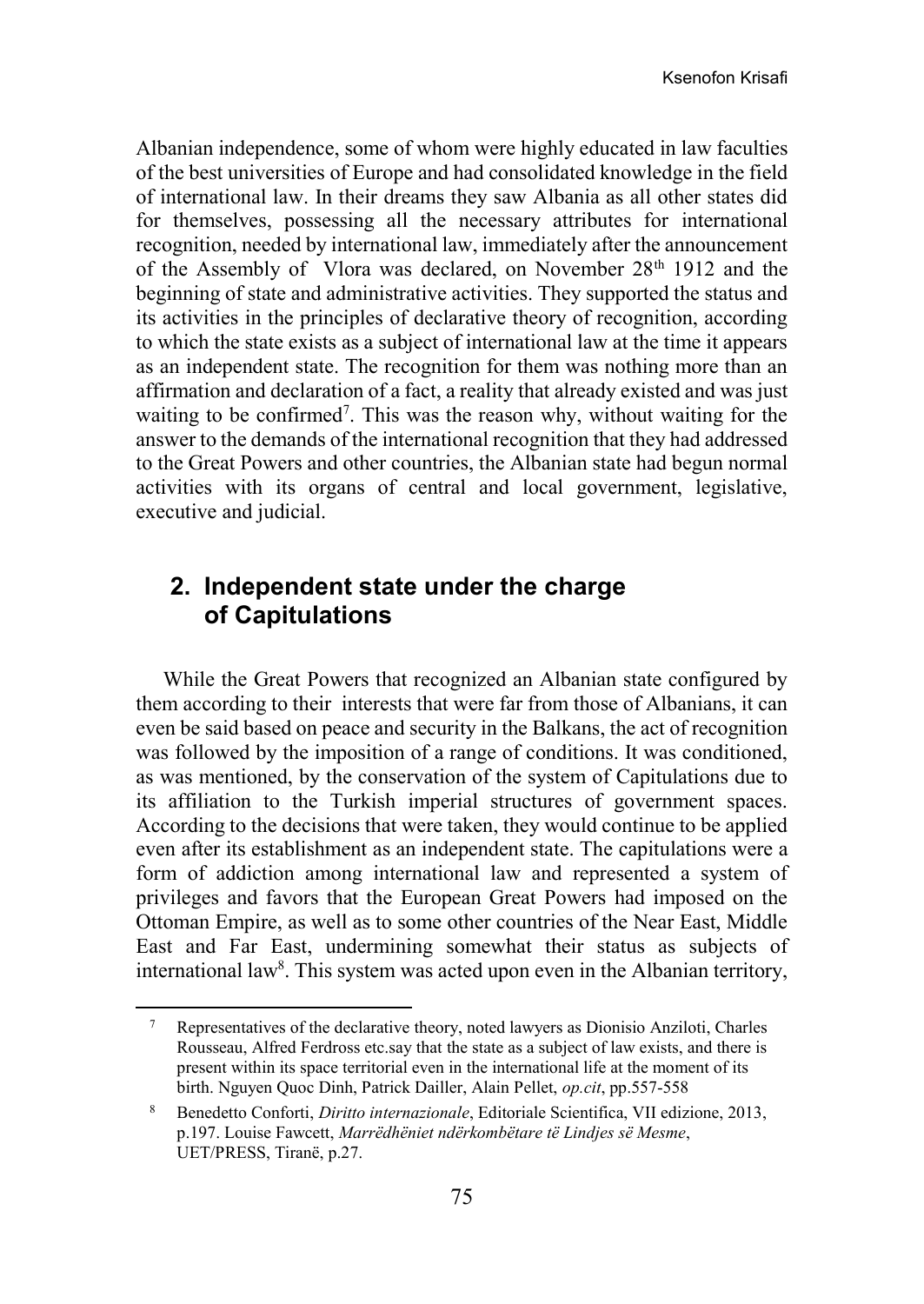Albanian independence, some of whom were highly educated in law faculties of the best universities of Europe and had consolidated knowledge in the field of international law. In their dreams they saw Albania as all other states did for themselves, possessing all the necessary attributes for international recognition, needed by international law, immediately after the announcement of the Assembly of Vlora was declared, on November 28th 1912 and the beginning of state and administrative activities. They supported the status and its activities in the principles of declarative theory of recognition, according to which the state exists as a subject of international law at the time it appears as an independent state. The recognition for them was nothing more than an affirmation and declaration of a fact, a reality that already existed and was just waiting to be confirmed[7]. This was the reason why, without waiting for the answer to the demands of the international recognition that they had addressed to the Great Powers and other countries, the Albanian state had begun normal activities with its organs of central and local government, legislative, executive and judicial.

## 2. Independent state under the charge of Capitulations

While the Great Powers that recognized an Albanian state configured by them according to their interests that were far from those of Albanians, it can even be said based on peace and security in the Balkans, the act of recognition was followed by the imposition of a range of conditions. It was conditioned, as was mentioned, by the conservation of the system of Capitulations due to its affiliation to the Turkish imperial structures of government spaces. According to the decisions that were taken, they would continue to be applied even after its establishment as an independent state. The capitulations were a form of addiction among international law and represented a system of privileges and favors that the European Great Powers had imposed on the Ottoman Empire, as well as to some other countries of the Near East, Middle East and Far East, undermining somewhat their status as subjects of international law[8]. This system was acted upon even in the Albanian territory,

---

[7] Representatives of the declarative theory, noted lawyers as Dionisio Anziloti, Charles Rousseau, Alfred Ferdross etc.say that the state as a subject of law exists, and there is present within its space territorial even in the international life at the moment of its birth. Nguyen Quoc Dinh, Patrick Dailler, Alain Pellet, *op.cit*, pp.557-558

[8] Benedetto Conforti, *Diritto internazionale*, Editoriale Scientifica, VII edizione, 2013, p.197. Louise Fawcett, *Marrëdhëniet ndërkombëtare të Lindjes së Mesme*, UET/PRESS, Tiranë, p.27.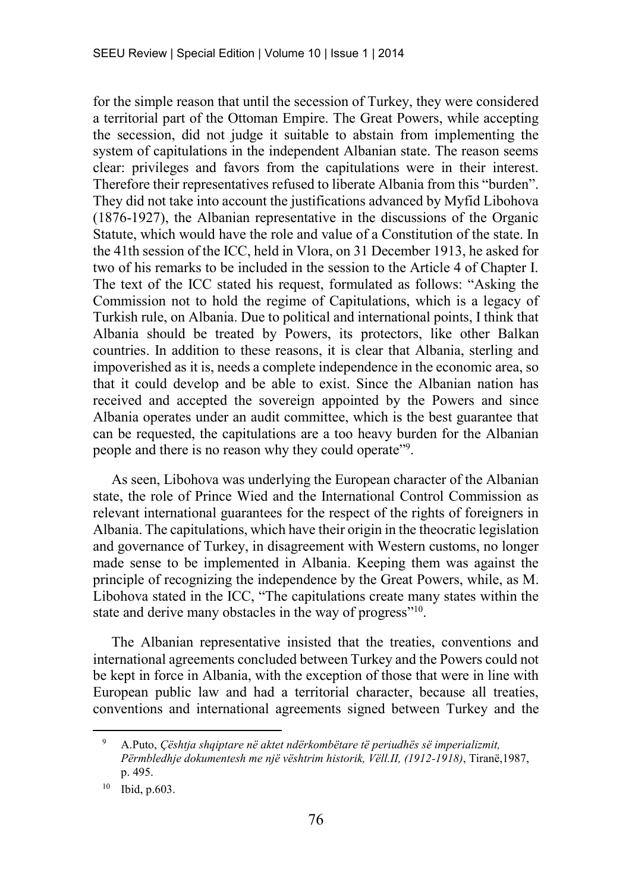for the simple reason that until the secession of Turkey, they were considered a territorial part of the Ottoman Empire. The Great Powers, while accepting the secession, did not judge it suitable to abstain from implementing the system of capitulations in the independent Albanian state. The reason seems clear: privileges and favors from the capitulations were in their interest. Therefore their representatives refused to liberate Albania from this "burden". They did not take into account the justifications advanced by Myfid Libohova (1876-1927), the Albanian representative in the discussions of the Organic Statute, which would have the role and value of a Constitution of the state. In the 41th session of the ICC, held in Vlora, on 31 December 1913, he asked for two of his remarks to be included in the session to the Article 4 of Chapter I. The text of the ICC stated his request, formulated as follows: "Asking the Commission not to hold the regime of Capitulations, which is a legacy of Turkish rule, on Albania. Due to political and international points, I think that Albania should be treated by Powers, its protectors, like other Balkan countries. In addition to these reasons, it is clear that Albania, sterling and impoverished as it is, needs a complete independence in the economic area, so that it could develop and be able to exist. Since the Albanian nation has received and accepted the sovereign appointed by the Powers and since Albania operates under an audit committee, which is the best guarantee that can be requested, the capitulations are a too heavy burden for the Albanian people and there is no reason why they could operate"[9].

As seen, Libohova was underlying the European character of the Albanian state, the role of Prince Wied and the International Control Commission as relevant international guarantees for the respect of the rights of foreigners in Albania. The capitulations, which have their origin in the theocratic legislation and governance of Turkey, in disagreement with Western customs, no longer made sense to be implemented in Albania. Keeping them was against the principle of recognizing the independence by the Great Powers, while, as M. Libohova stated in the ICC, "The capitulations create many states within the state and derive many obstacles in the way of progress"[10].

The Albanian representative insisted that the treaties, conventions and international agreements concluded between Turkey and the Powers could not be kept in force in Albania, with the exception of those that were in line with European public law and had a territorial character, because all treaties, conventions and international agreements signed between Turkey and the

---

[9] A.Puto, *Çështja shqiptare në aktet ndërkombëtare të periudhës së imperializmit, Përmbledhje dokumentesh me një vështrim historik, Vëll.II, (1912-1918)*, Tiranë,1987, p. 495.

[10] Ibid, p.603.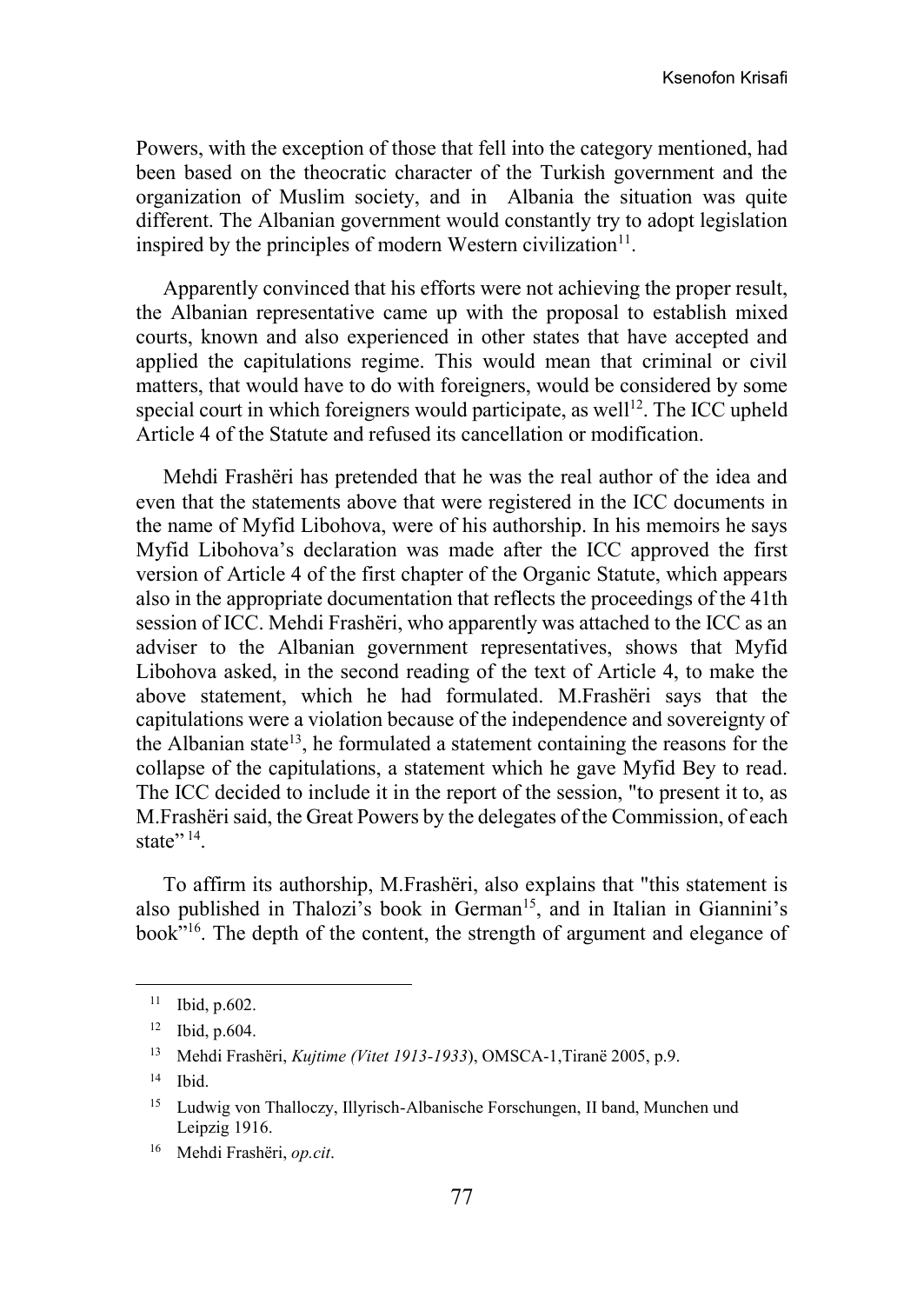Powers, with the exception of those that fell into the category mentioned, had been based on the theocratic character of the Turkish government and the organization of Muslim society, and in Albania the situation was quite different. The Albanian government would constantly try to adopt legislation inspired by the principles of modern Western civilization[11].

Apparently convinced that his efforts were not achieving the proper result, the Albanian representative came up with the proposal to establish mixed courts, known and also experienced in other states that have accepted and applied the capitulations regime. This would mean that criminal or civil matters, that would have to do with foreigners, would be considered by some special court in which foreigners would participate, as well[12]. The ICC upheld Article 4 of the Statute and refused its cancellation or modification.

Mehdi Frashëri has pretended that he was the real author of the idea and even that the statements above that were registered in the ICC documents in the name of Myfid Libohova, were of his authorship. In his memoirs he says Myfid Libohova's declaration was made after the ICC approved the first version of Article 4 of the first chapter of the Organic Statute, which appears also in the appropriate documentation that reflects the proceedings of the 41th session of ICC. Mehdi Frashëri, who apparently was attached to the ICC as an adviser to the Albanian government representatives, shows that Myfid Libohova asked, in the second reading of the text of Article 4, to make the above statement, which he had formulated. M.Frashëri says that the capitulations were a violation because of the independence and sovereignty of the Albanian state[13], he formulated a statement containing the reasons for the collapse of the capitulations, a statement which he gave Myfid Bey to read. The ICC decided to include it in the report of the session, "to present it to, as M.Frashëri said, the Great Powers by the delegates of the Commission, of each state"[14].

To affirm its authorship, M.Frashëri, also explains that "this statement is also published in Thalozi's book in German[15], and in Italian in Giannini's book"[16]. The depth of the content, the strength of argument and elegance of

---

[11] Ibid, p.602.

[12] Ibid, p.604.

[13] Mehdi Frashëri, *Kujtime (Vitet 1913-1933*), OMSCA-1,Tiranë 2005, p.9.

[14] Ibid.

[15] Ludwig von Thalloczy, Illyrisch-Albanische Forschungen, II band, Munchen und Leipzig 1916.

[16] Mehdi Frashëri, *op.cit*.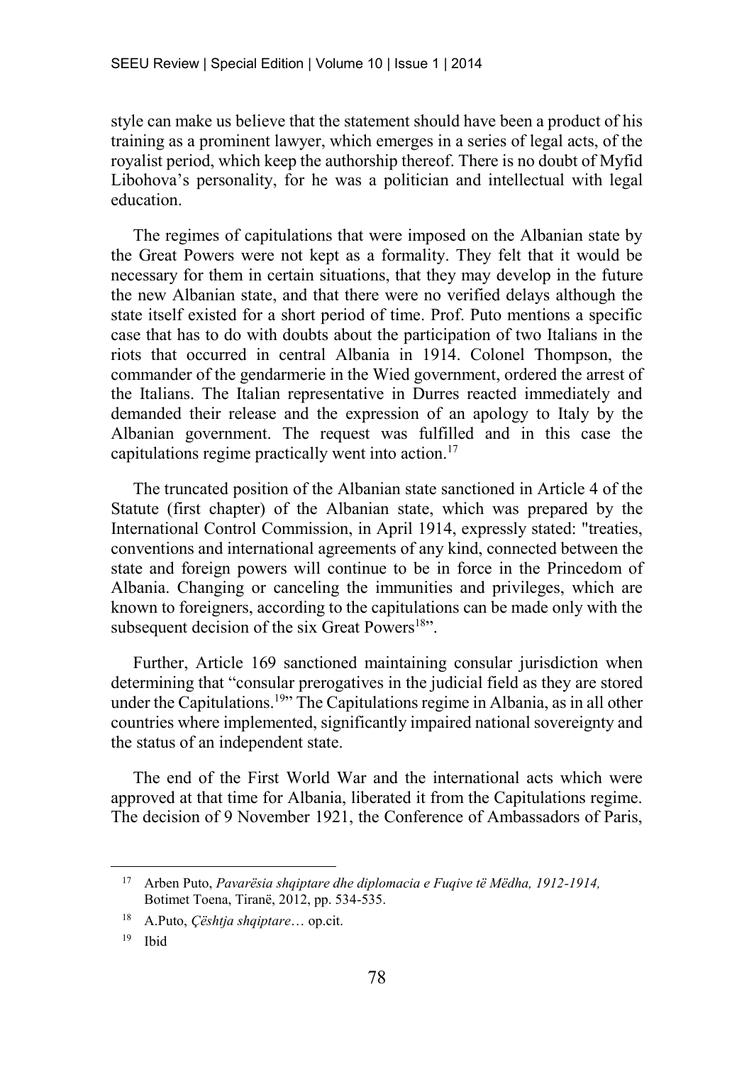style can make us believe that the statement should have been a product of his training as a prominent lawyer, which emerges in a series of legal acts, of the royalist period, which keep the authorship thereof. There is no doubt of Myfid Libohova's personality, for he was a politician and intellectual with legal education.

The regimes of capitulations that were imposed on the Albanian state by the Great Powers were not kept as a formality. They felt that it would be necessary for them in certain situations, that they may develop in the future the new Albanian state, and that there were no verified delays although the state itself existed for a short period of time. Prof. Puto mentions a specific case that has to do with doubts about the participation of two Italians in the riots that occurred in central Albania in 1914. Colonel Thompson, the commander of the gendarmerie in the Wied government, ordered the arrest of the Italians. The Italian representative in Durres reacted immediately and demanded their release and the expression of an apology to Italy by the Albanian government. The request was fulfilled and in this case the capitulations regime practically went into action.[17]

The truncated position of the Albanian state sanctioned in Article 4 of the Statute (first chapter) of the Albanian state, which was prepared by the International Control Commission, in April 1914, expressly stated: "treaties, conventions and international agreements of any kind, connected between the state and foreign powers will continue to be in force in the Princedom of Albania. Changing or canceling the immunities and privileges, which are known to foreigners, according to the capitulations can be made only with the subsequent decision of the six Great Powers[18]".

Further, Article 169 sanctioned maintaining consular jurisdiction when determining that "consular prerogatives in the judicial field as they are stored under the Capitulations.[19]" The Capitulations regime in Albania, as in all other countries where implemented, significantly impaired national sovereignty and the status of an independent state.

The end of the First World War and the international acts which were approved at that time for Albania, liberated it from the Capitulations regime. The decision of 9 November 1921, the Conference of Ambassadors of Paris,

---

[17] Arben Puto, *Pavarësia shqiptare dhe diplomacia e Fuqive të Mëdha, 1912-1914,* Botimet Toena, Tiranë, 2012, pp. 534-535.

[18] A.Puto, *Çështja shqiptare*… op.cit.

[19] Ibid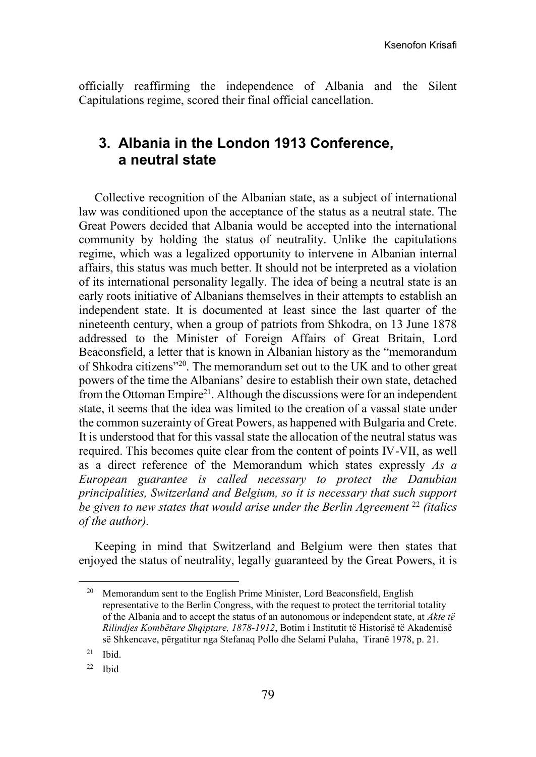officially reaffirming the independence of Albania and the Silent Capitulations regime, scored their final official cancellation.

## 3. Albania in the London 1913 Conference, a neutral state

Collective recognition of the Albanian state, as a subject of international law was conditioned upon the acceptance of the status as a neutral state. The Great Powers decided that Albania would be accepted into the international community by holding the status of neutrality. Unlike the capitulations regime, which was a legalized opportunity to intervene in Albanian internal affairs, this status was much better. It should not be interpreted as a violation of its international personality legally. The idea of being a neutral state is an early roots initiative of Albanians themselves in their attempts to establish an independent state. It is documented at least since the last quarter of the nineteenth century, when a group of patriots from Shkodra, on 13 June 1878 addressed to the Minister of Foreign Affairs of Great Britain, Lord Beaconsfield, a letter that is known in Albanian history as the "memorandum of Shkodra citizens"[20]. The memorandum set out to the UK and to other great powers of the time the Albanians' desire to establish their own state, detached from the Ottoman Empire[21]. Although the discussions were for an independent state, it seems that the idea was limited to the creation of a vassal state under the common suzerainty of Great Powers, as happened with Bulgaria and Crete. It is understood that for this vassal state the allocation of the neutral status was required. This becomes quite clear from the content of points IV-VII, as well as a direct reference of the Memorandum which states expressly *As a European guarantee is called necessary to protect the Danubian principalities, Switzerland and Belgium, so it is necessary that such support be given to new states that would arise under the Berlin Agreement* [22] *(italics of the author).*

Keeping in mind that Switzerland and Belgium were then states that enjoyed the status of neutrality, legally guaranteed by the Great Powers, it is

---

[20] Memorandum sent to the English Prime Minister, Lord Beaconsfield, English representative to the Berlin Congress, with the request to protect the territorial totality of the Albania and to accept the status of an autonomous or independent state, at *Akte të Rilindjes Kombëtare Shqiptare, 1878-1912*, Botim i Institutit të Historisë të Akademisë së Shkencave, përgatitur nga Stefanaq Pollo dhe Selami Pulaha, Tiranë 1978, p. 21.

[21] Ibid.

[22] Ibid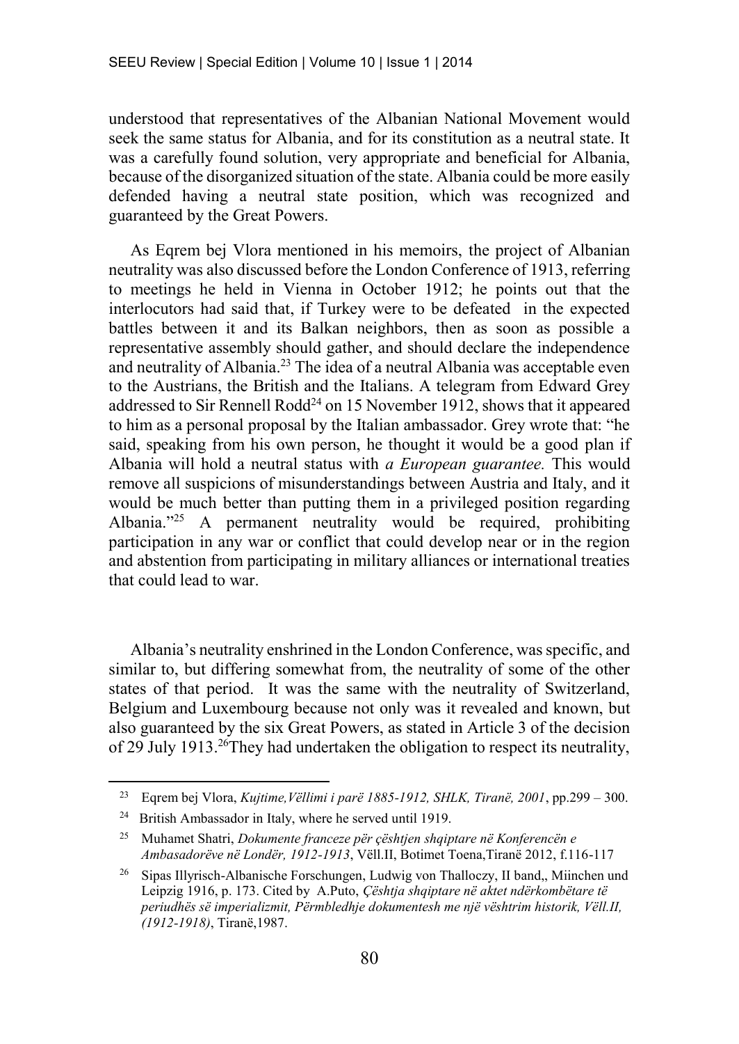understood that representatives of the Albanian National Movement would seek the same status for Albania, and for its constitution as a neutral state. It was a carefully found solution, very appropriate and beneficial for Albania, because of the disorganized situation of the state. Albania could be more easily defended having a neutral state position, which was recognized and guaranteed by the Great Powers.

As Eqrem bej Vlora mentioned in his memoirs, the project of Albanian neutrality was also discussed before the London Conference of 1913, referring to meetings he held in Vienna in October 1912; he points out that the interlocutors had said that, if Turkey were to be defeated in the expected battles between it and its Balkan neighbors, then as soon as possible a representative assembly should gather, and should declare the independence and neutrality of Albania.[23] The idea of a neutral Albania was acceptable even to the Austrians, the British and the Italians. A telegram from Edward Grey addressed to Sir Rennell Rodd[24] on 15 November 1912, shows that it appeared to him as a personal proposal by the Italian ambassador. Grey wrote that: "he said, speaking from his own person, he thought it would be a good plan if Albania will hold a neutral status with *a European guarantee.* This would remove all suspicions of misunderstandings between Austria and Italy, and it would be much better than putting them in a privileged position regarding Albania."[25] A permanent neutrality would be required, prohibiting participation in any war or conflict that could develop near or in the region and abstention from participating in military alliances or international treaties that could lead to war.

Albania's neutrality enshrined in the London Conference, was specific, and similar to, but differing somewhat from, the neutrality of some of the other states of that period. It was the same with the neutrality of Switzerland, Belgium and Luxembourg because not only was it revealed and known, but also guaranteed by the six Great Powers, as stated in Article 3 of the decision of 29 July 1913.[26]They had undertaken the obligation to respect its neutrality,

---

[23] Eqrem bej Vlora, *Kujtime,Vëllimi i parë 1885-1912, SHLK, Tiranë, 2001*, pp.299 – 300.

[24] British Ambassador in Italy, where he served until 1919.

[25] Muhamet Shatri, *Dokumente franceze për çështjen shqiptare në Konferencën e Ambasadorëve në Londër, 1912-1913*, Vëll.II, Botimet Toena,Tiranë 2012, f.116-117

[26] Sipas Illyrisch-Albanische Forschungen, Ludwig von Thalloczy, II band,, Miinchen und Leipzig 1916, p. 173. Cited by A.Puto, *Çështja shqiptare në aktet ndërkombëtare të periudhës së imperializmit, Përmbledhje dokumentesh me një vështrim historik, Vëll.II, (1912-1918)*, Tiranë,1987.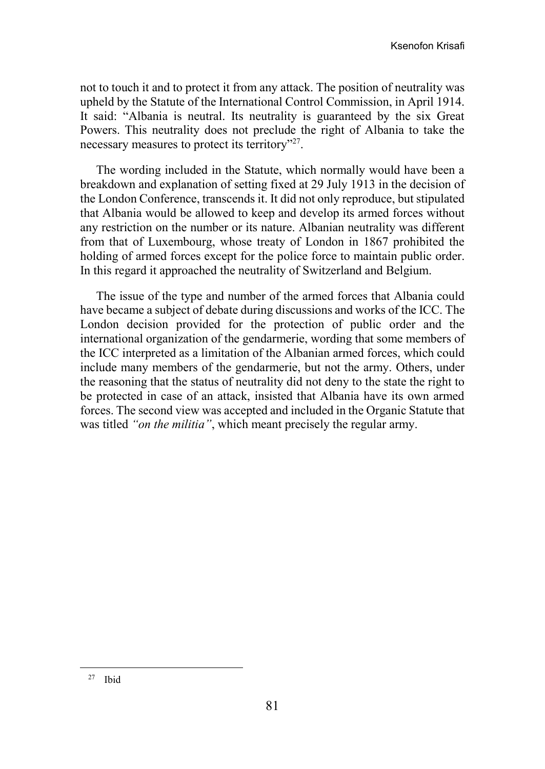not to touch it and to protect it from any attack. The position of neutrality was upheld by the Statute of the International Control Commission, in April 1914. It said: "Albania is neutral. Its neutrality is guaranteed by the six Great Powers. This neutrality does not preclude the right of Albania to take the necessary measures to protect its territory"[27].

The wording included in the Statute, which normally would have been a breakdown and explanation of setting fixed at 29 July 1913 in the decision of the London Conference, transcends it. It did not only reproduce, but stipulated that Albania would be allowed to keep and develop its armed forces without any restriction on the number or its nature. Albanian neutrality was different from that of Luxembourg, whose treaty of London in 1867 prohibited the holding of armed forces except for the police force to maintain public order. In this regard it approached the neutrality of Switzerland and Belgium.

The issue of the type and number of the armed forces that Albania could have became a subject of debate during discussions and works of the ICC. The London decision provided for the protection of public order and the international organization of the gendarmerie, wording that some members of the ICC interpreted as a limitation of the Albanian armed forces, which could include many members of the gendarmerie, but not the army. Others, under the reasoning that the status of neutrality did not deny to the state the right to be protected in case of an attack, insisted that Albania have its own armed forces. The second view was accepted and included in the Organic Statute that was titled *"on the militia"*, which meant precisely the regular army.

---

[27] Ibid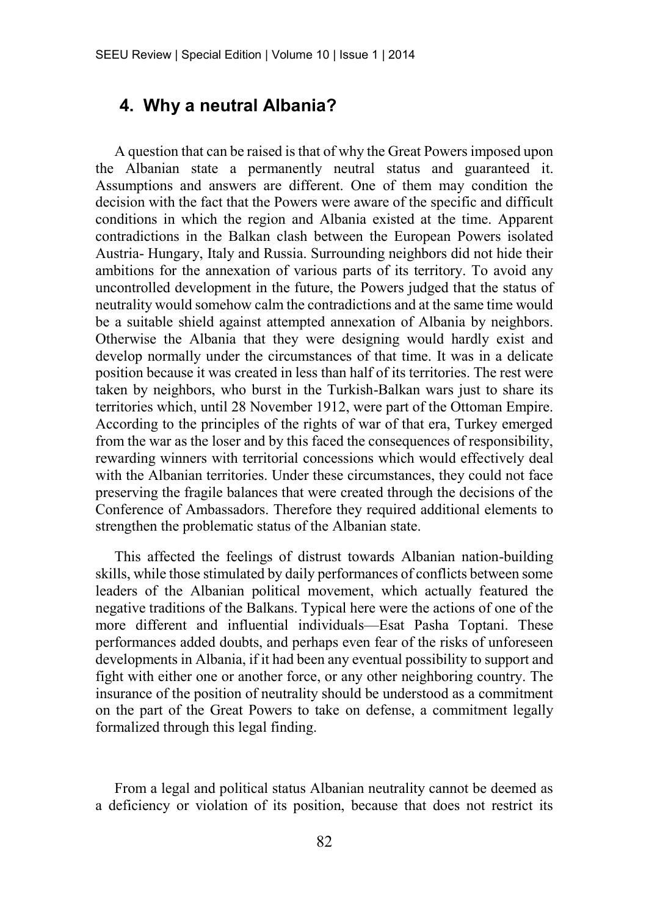## 4. Why a neutral Albania?

A question that can be raised is that of why the Great Powers imposed upon the Albanian state a permanently neutral status and guaranteed it. Assumptions and answers are different. One of them may condition the decision with the fact that the Powers were aware of the specific and difficult conditions in which the region and Albania existed at the time. Apparent contradictions in the Balkan clash between the European Powers isolated Austria- Hungary, Italy and Russia. Surrounding neighbors did not hide their ambitions for the annexation of various parts of its territory. To avoid any uncontrolled development in the future, the Powers judged that the status of neutrality would somehow calm the contradictions and at the same time would be a suitable shield against attempted annexation of Albania by neighbors. Otherwise the Albania that they were designing would hardly exist and develop normally under the circumstances of that time. It was in a delicate position because it was created in less than half of its territories. The rest were taken by neighbors, who burst in the Turkish-Balkan wars just to share its territories which, until 28 November 1912, were part of the Ottoman Empire. According to the principles of the rights of war of that era, Turkey emerged from the war as the loser and by this faced the consequences of responsibility, rewarding winners with territorial concessions which would effectively deal with the Albanian territories. Under these circumstances, they could not face preserving the fragile balances that were created through the decisions of the Conference of Ambassadors. Therefore they required additional elements to strengthen the problematic status of the Albanian state.

This affected the feelings of distrust towards Albanian nation-building skills, while those stimulated by daily performances of conflicts between some leaders of the Albanian political movement, which actually featured the negative traditions of the Balkans. Typical here were the actions of one of the more different and influential individuals—Esat Pasha Toptani. These performances added doubts, and perhaps even fear of the risks of unforeseen developments in Albania, if it had been any eventual possibility to support and fight with either one or another force, or any other neighboring country. The insurance of the position of neutrality should be understood as a commitment on the part of the Great Powers to take on defense, a commitment legally formalized through this legal finding.

From a legal and political status Albanian neutrality cannot be deemed as a deficiency or violation of its position, because that does not restrict its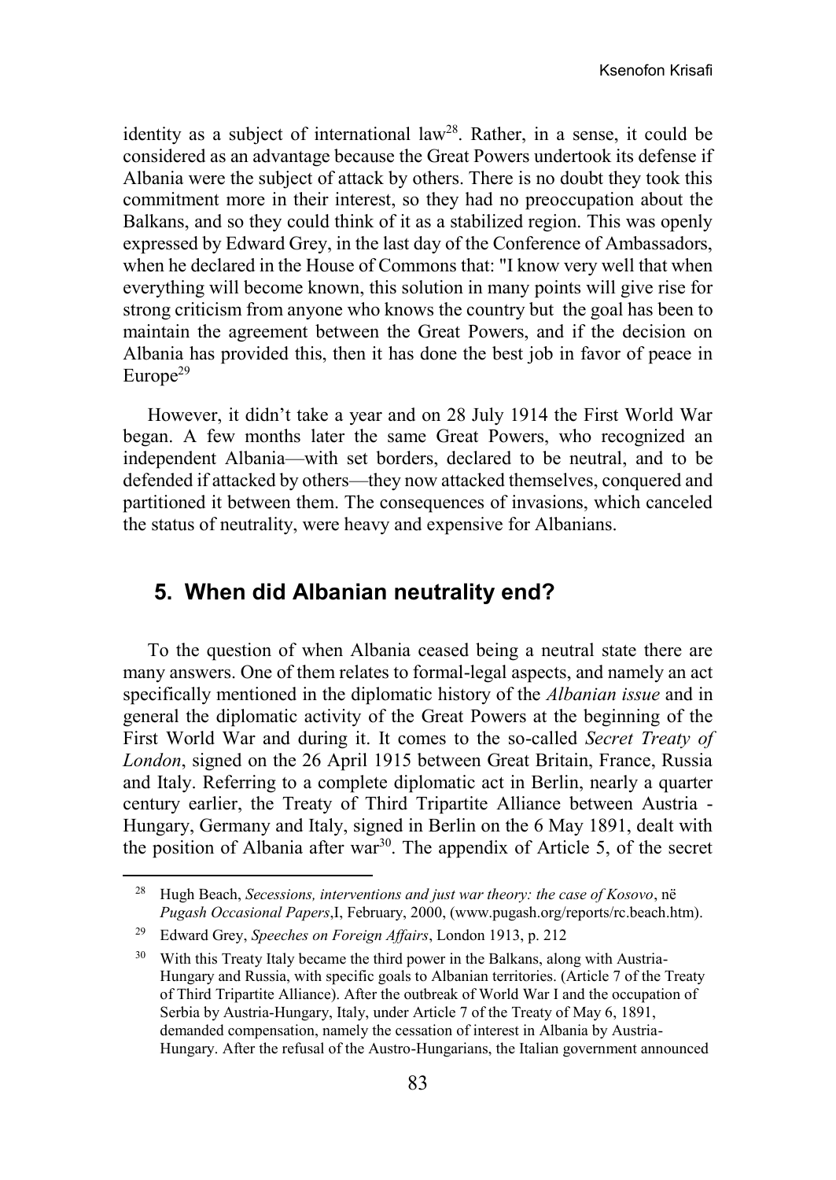identity as a subject of international law[28]. Rather, in a sense, it could be considered as an advantage because the Great Powers undertook its defense if Albania were the subject of attack by others. There is no doubt they took this commitment more in their interest, so they had no preoccupation about the Balkans, and so they could think of it as a stabilized region. This was openly expressed by Edward Grey, in the last day of the Conference of Ambassadors, when he declared in the House of Commons that: "I know very well that when everything will become known, this solution in many points will give rise for strong criticism from anyone who knows the country but the goal has been to maintain the agreement between the Great Powers, and if the decision on Albania has provided this, then it has done the best job in favor of peace in Europe[29]

However, it didn't take a year and on 28 July 1914 the First World War began. A few months later the same Great Powers, who recognized an independent Albania—with set borders, declared to be neutral, and to be defended if attacked by others—they now attacked themselves, conquered and partitioned it between them. The consequences of invasions, which canceled the status of neutrality, were heavy and expensive for Albanians.

## 5. When did Albanian neutrality end?

To the question of when Albania ceased being a neutral state there are many answers. One of them relates to formal-legal aspects, and namely an act specifically mentioned in the diplomatic history of the *Albanian issue* and in general the diplomatic activity of the Great Powers at the beginning of the First World War and during it. It comes to the so-called *Secret Treaty of London*, signed on the 26 April 1915 between Great Britain, France, Russia and Italy. Referring to a complete diplomatic act in Berlin, nearly a quarter century earlier, the Treaty of Third Tripartite Alliance between Austria - Hungary, Germany and Italy, signed in Berlin on the 6 May 1891, dealt with the position of Albania after war[30]. The appendix of Article 5, of the secret

---

[28] Hugh Beach, *Secessions, interventions and just war theory: the case of Kosovo*, në *Pugash Occasional Papers*,I, February, 2000, (www.pugash.org/reports/rc.beach.htm).

[29] Edward Grey, *Speeches on Foreign Affairs*, London 1913, p. 212

[30] With this Treaty Italy became the third power in the Balkans, along with Austria-Hungary and Russia, with specific goals to Albanian territories. (Article 7 of the Treaty of Third Tripartite Alliance). After the outbreak of World War I and the occupation of Serbia by Austria-Hungary, Italy, under Article 7 of the Treaty of May 6, 1891, demanded compensation, namely the cessation of interest in Albania by Austria-Hungary. After the refusal of the Austro-Hungarians, the Italian government announced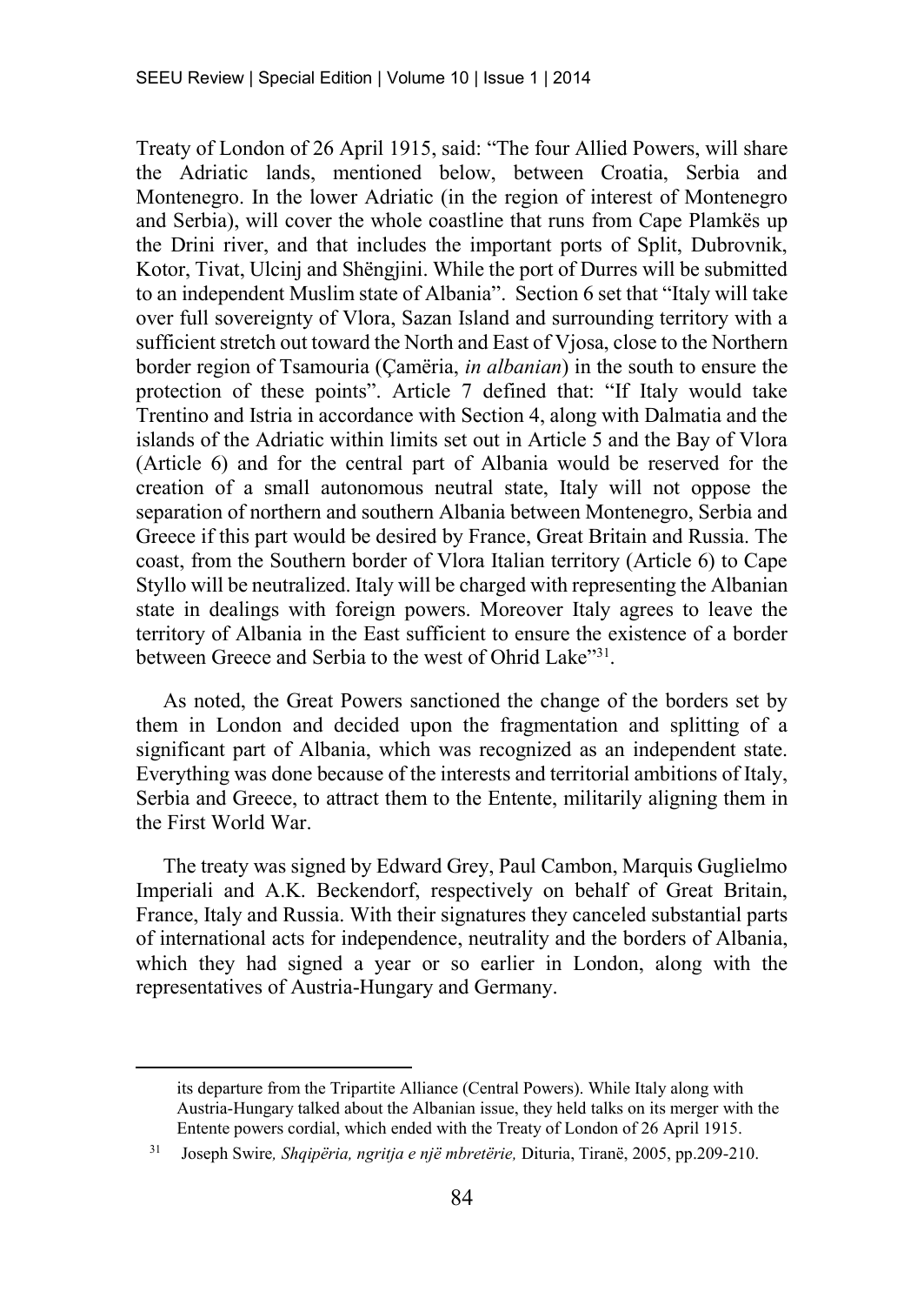Treaty of London of 26 April 1915, said: "The four Allied Powers, will share the Adriatic lands, mentioned below, between Croatia, Serbia and Montenegro. In the lower Adriatic (in the region of interest of Montenegro and Serbia), will cover the whole coastline that runs from Cape Plamkës up the Drini river, and that includes the important ports of Split, Dubrovnik, Kotor, Tivat, Ulcinj and Shëngjini. While the port of Durres will be submitted to an independent Muslim state of Albania". Section 6 set that "Italy will take over full sovereignty of Vlora, Sazan Island and surrounding territory with a sufficient stretch out toward the North and East of Vjosa, close to the Northern border region of Tsamouria (Çamëria, *in albanian*) in the south to ensure the protection of these points". Article 7 defined that: "If Italy would take Trentino and Istria in accordance with Section 4, along with Dalmatia and the islands of the Adriatic within limits set out in Article 5 and the Bay of Vlora (Article 6) and for the central part of Albania would be reserved for the creation of a small autonomous neutral state, Italy will not oppose the separation of northern and southern Albania between Montenegro, Serbia and Greece if this part would be desired by France, Great Britain and Russia. The coast, from the Southern border of Vlora Italian territory (Article 6) to Cape Styllo will be neutralized. Italy will be charged with representing the Albanian state in dealings with foreign powers. Moreover Italy agrees to leave the territory of Albania in the East sufficient to ensure the existence of a border between Greece and Serbia to the west of Ohrid Lake"[31].

As noted, the Great Powers sanctioned the change of the borders set by them in London and decided upon the fragmentation and splitting of a significant part of Albania, which was recognized as an independent state. Everything was done because of the interests and territorial ambitions of Italy, Serbia and Greece, to attract them to the Entente, militarily aligning them in the First World War.

The treaty was signed by Edward Grey, Paul Cambon, Marquis Guglielmo Imperiali and A.K. Beckendorf, respectively on behalf of Great Britain, France, Italy and Russia. With their signatures they canceled substantial parts of international acts for independence, neutrality and the borders of Albania, which they had signed a year or so earlier in London, along with the representatives of Austria-Hungary and Germany.

---

its departure from the Tripartite Alliance (Central Powers). While Italy along with Austria-Hungary talked about the Albanian issue, they held talks on its merger with the Entente powers cordial, which ended with the Treaty of London of 26 April 1915.

[31] Joseph Swire*, Shqipëria, ngritja e një mbretërie,* Dituria, Tiranë, 2005, pp.209-210.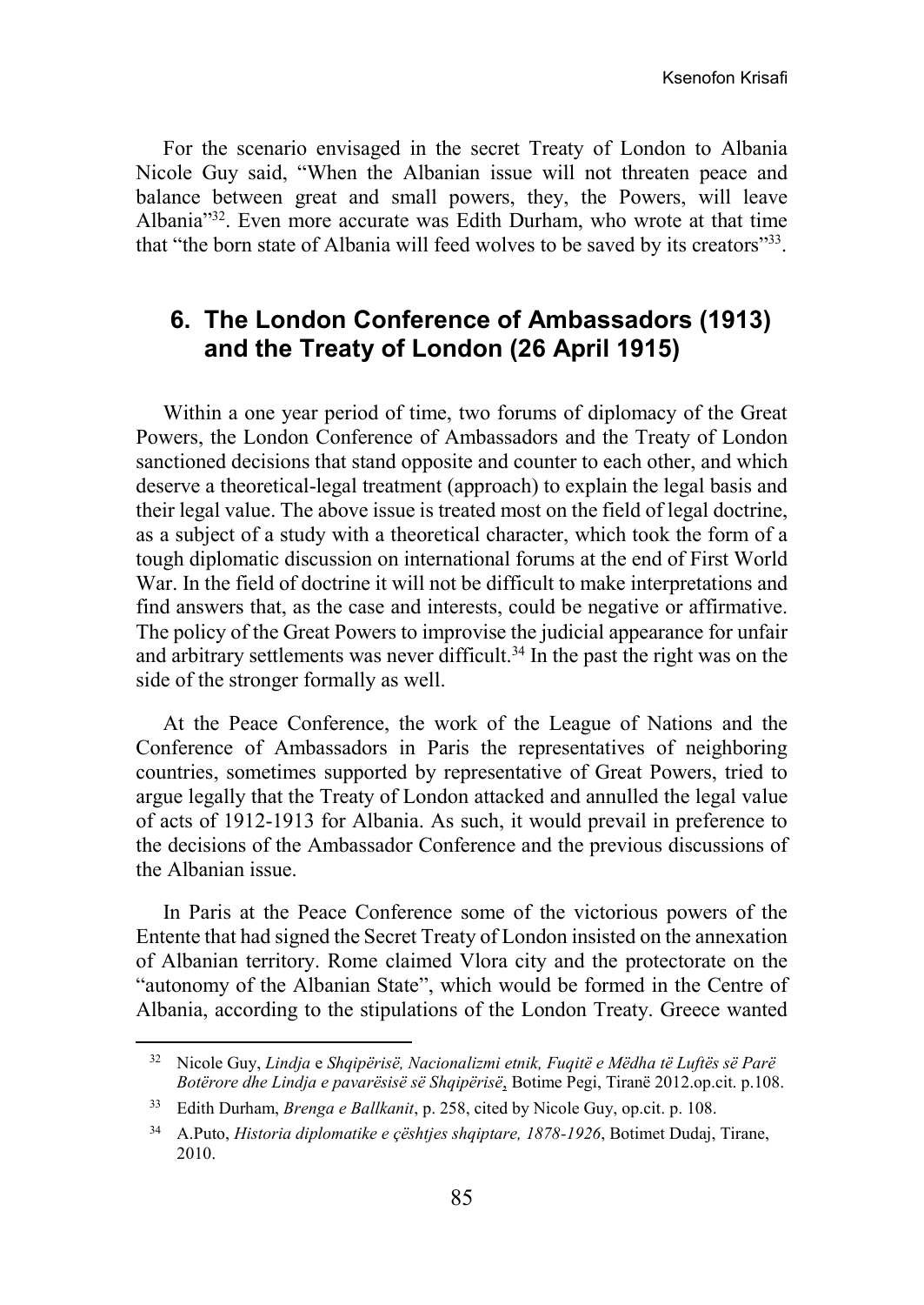For the scenario envisaged in the secret Treaty of London to Albania Nicole Guy said, "When the Albanian issue will not threaten peace and balance between great and small powers, they, the Powers, will leave Albania"[32]. Even more accurate was Edith Durham, who wrote at that time that "the born state of Albania will feed wolves to be saved by its creators"[33].

## 6. The London Conference of Ambassadors (1913) and the Treaty of London (26 April 1915)

Within a one year period of time, two forums of diplomacy of the Great Powers, the London Conference of Ambassadors and the Treaty of London sanctioned decisions that stand opposite and counter to each other, and which deserve a theoretical-legal treatment (approach) to explain the legal basis and their legal value. The above issue is treated most on the field of legal doctrine, as a subject of a study with a theoretical character, which took the form of a tough diplomatic discussion on international forums at the end of First World War. In the field of doctrine it will not be difficult to make interpretations and find answers that, as the case and interests, could be negative or affirmative. The policy of the Great Powers to improvise the judicial appearance for unfair and arbitrary settlements was never difficult.[34] In the past the right was on the side of the stronger formally as well.

At the Peace Conference, the work of the League of Nations and the Conference of Ambassadors in Paris the representatives of neighboring countries, sometimes supported by representative of Great Powers, tried to argue legally that the Treaty of London attacked and annulled the legal value of acts of 1912-1913 for Albania. As such, it would prevail in preference to the decisions of the Ambassador Conference and the previous discussions of the Albanian issue.

In Paris at the Peace Conference some of the victorious powers of the Entente that had signed the Secret Treaty of London insisted on the annexation of Albanian territory. Rome claimed Vlora city and the protectorate on the "autonomy of the Albanian State", which would be formed in the Centre of Albania, according to the stipulations of the London Treaty. Greece wanted

---

[32] Nicole Guy, *Lindja* e *Shqipërisë, Nacionalizmi etnik, Fuqitë e Mëdha të Luftës së Parë Botërore dhe Lindja e pavarësisë së Shqipërisë*, Botime Pegi, Tiranë 2012.op.cit. p.108.

[33] Edith Durham, *Brenga e Ballkanit*, p. 258, cited by Nicole Guy, op.cit. p. 108.

[34] A.Puto, *Historia diplomatike e çështjes shqiptare, 1878-1926*, Botimet Dudaj, Tirane, 2010.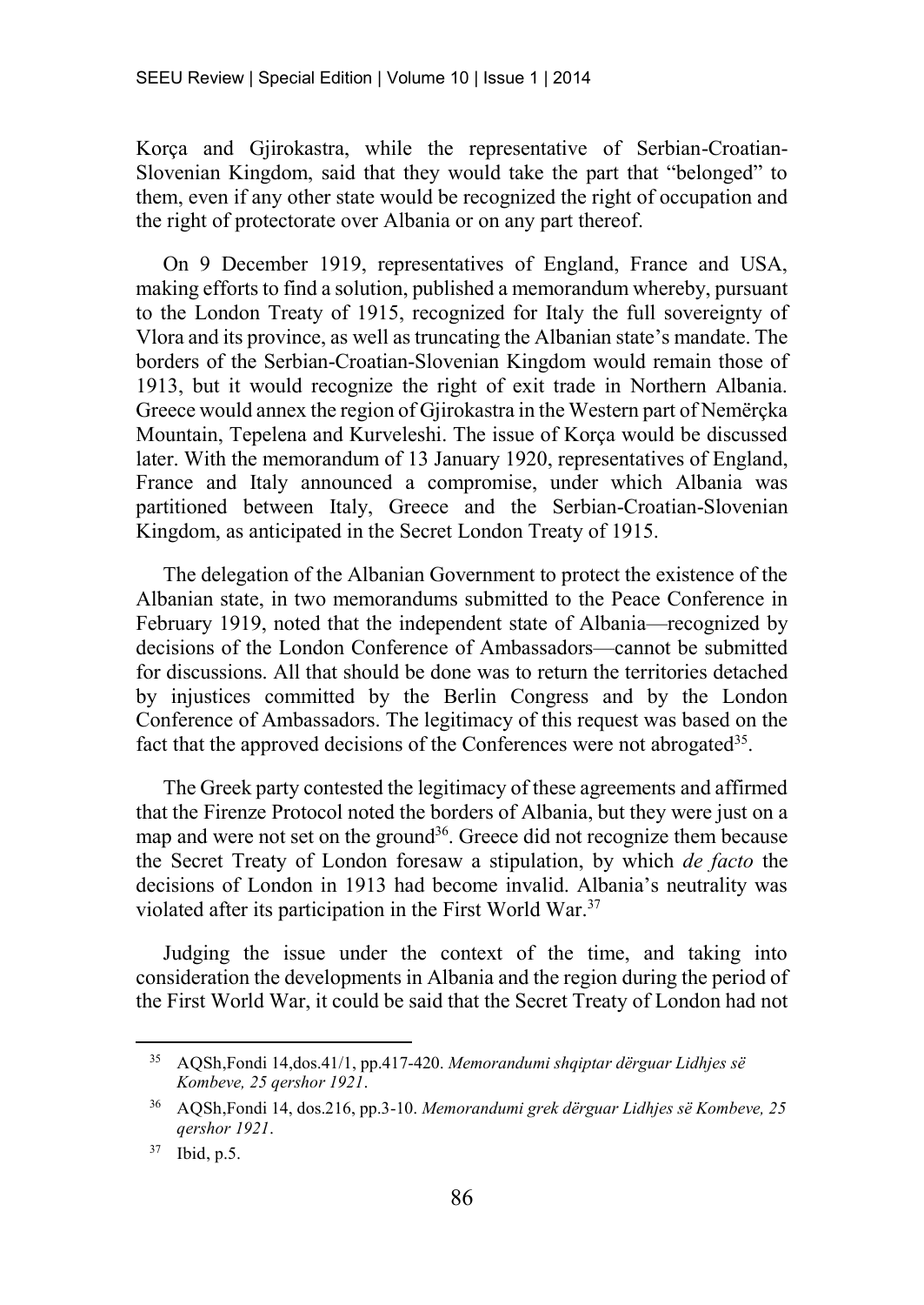Korça and Gjirokastra, while the representative of Serbian-Croatian-Slovenian Kingdom, said that they would take the part that "belonged" to them, even if any other state would be recognized the right of occupation and the right of protectorate over Albania or on any part thereof.

On 9 December 1919, representatives of England, France and USA, making efforts to find a solution, published a memorandum whereby, pursuant to the London Treaty of 1915, recognized for Italy the full sovereignty of Vlora and its province, as well as truncating the Albanian state's mandate. The borders of the Serbian-Croatian-Slovenian Kingdom would remain those of 1913, but it would recognize the right of exit trade in Northern Albania. Greece would annex the region of Gjirokastra in the Western part of Nemërçka Mountain, Tepelena and Kurveleshi. The issue of Korça would be discussed later. With the memorandum of 13 January 1920, representatives of England, France and Italy announced a compromise, under which Albania was partitioned between Italy, Greece and the Serbian-Croatian-Slovenian Kingdom, as anticipated in the Secret London Treaty of 1915.

The delegation of the Albanian Government to protect the existence of the Albanian state, in two memorandums submitted to the Peace Conference in February 1919, noted that the independent state of Albania—recognized by decisions of the London Conference of Ambassadors—cannot be submitted for discussions. All that should be done was to return the territories detached by injustices committed by the Berlin Congress and by the London Conference of Ambassadors. The legitimacy of this request was based on the fact that the approved decisions of the Conferences were not abrogated[35].

The Greek party contested the legitimacy of these agreements and affirmed that the Firenze Protocol noted the borders of Albania, but they were just on a map and were not set on the ground[36]. Greece did not recognize them because the Secret Treaty of London foresaw a stipulation, by which *de facto* the decisions of London in 1913 had become invalid. Albania's neutrality was violated after its participation in the First World War.[37]

Judging the issue under the context of the time, and taking into consideration the developments in Albania and the region during the period of the First World War, it could be said that the Secret Treaty of London had not

---

[35] AQSh,Fondi 14,dos.41/1, pp.417-420. *Memorandumi shqiptar dërguar Lidhjes së Kombeve, 25 qershor 1921*.

[36] AQSh,Fondi 14, dos.216, pp.3-10. *Memorandumi grek dërguar Lidhjes së Kombeve, 25 qershor 1921*.

[37] Ibid, p.5.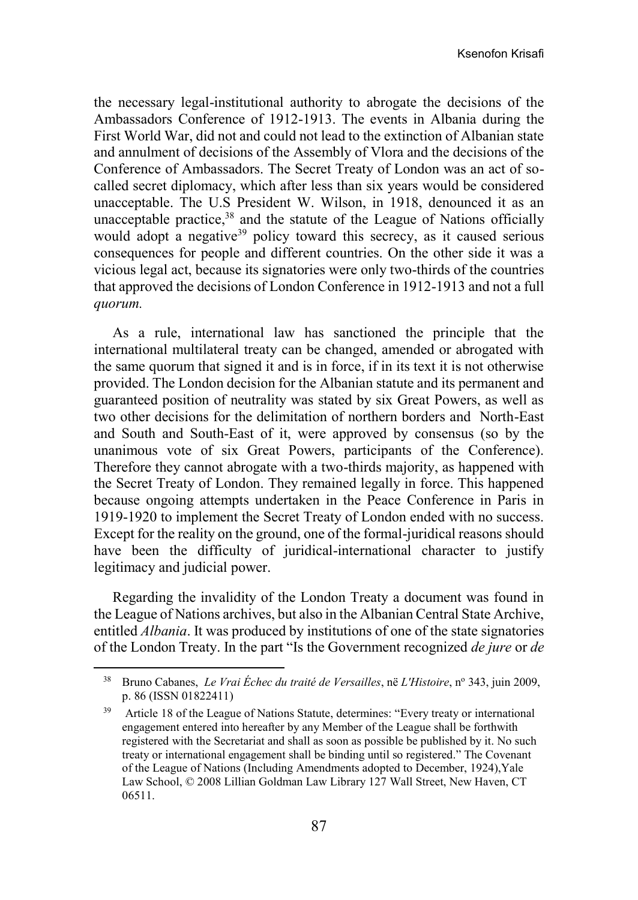the necessary legal-institutional authority to abrogate the decisions of the Ambassadors Conference of 1912-1913. The events in Albania during the First World War, did not and could not lead to the extinction of Albanian state and annulment of decisions of the Assembly of Vlora and the decisions of the Conference of Ambassadors. The Secret Treaty of London was an act of so-called secret diplomacy, which after less than six years would be considered unacceptable. The U.S President W. Wilson, in 1918, denounced it as an unacceptable practice,[38] and the statute of the League of Nations officially would adopt a negative[39] policy toward this secrecy, as it caused serious consequences for people and different countries. On the other side it was a vicious legal act, because its signatories were only two-thirds of the countries that approved the decisions of London Conference in 1912-1913 and not a full *quorum.*

As a rule, international law has sanctioned the principle that the international multilateral treaty can be changed, amended or abrogated with the same quorum that signed it and is in force, if in its text it is not otherwise provided. The London decision for the Albanian statute and its permanent and guaranteed position of neutrality was stated by six Great Powers, as well as two other decisions for the delimitation of northern borders and North-East and South and South-East of it, were approved by consensus (so by the unanimous vote of six Great Powers, participants of the Conference). Therefore they cannot abrogate with a two-thirds majority, as happened with the Secret Treaty of London. They remained legally in force. This happened because ongoing attempts undertaken in the Peace Conference in Paris in 1919-1920 to implement the Secret Treaty of London ended with no success. Except for the reality on the ground, one of the formal-juridical reasons should have been the difficulty of juridical-international character to justify legitimacy and judicial power.

Regarding the invalidity of the London Treaty a document was found in the League of Nations archives, but also in the Albanian Central State Archive, entitled *Albania*. It was produced by institutions of one of the state signatories of the London Treaty. In the part "Is the Government recognized *de jure* or *de*

---

[38] Bruno Cabanes, *Le Vrai Échec du traité de Versailles*, në *L'Histoire*, nº 343, juin 2009, p. 86 (ISSN 01822411)

[39] Article 18 of the League of Nations Statute, determines: "Every treaty or international engagement entered into hereafter by any Member of the League shall be forthwith registered with the Secretariat and shall as soon as possible be published by it. No such treaty or international engagement shall be binding until so registered." The Covenant of the League of Nations (Including Amendments adopted to December, 1924),Yale Law School, © 2008 Lillian Goldman Law Library 127 Wall Street, New Haven, CT 06511.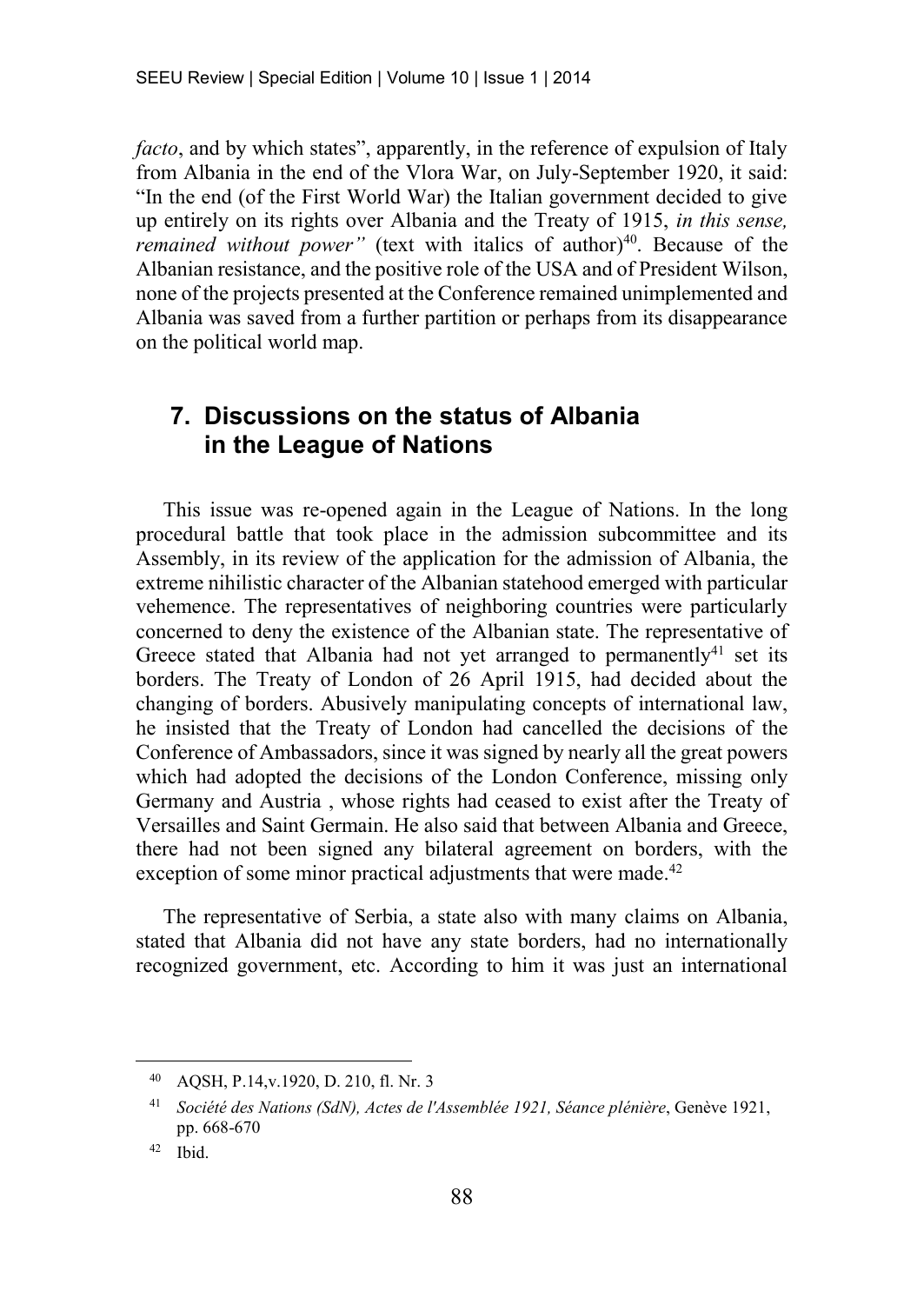*facto*, and by which states", apparently, in the reference of expulsion of Italy from Albania in the end of the Vlora War, on July-September 1920, it said: "In the end (of the First World War) the Italian government decided to give up entirely on its rights over Albania and the Treaty of 1915, *in this sense, remained without power"* (text with italics of author)[40]. Because of the Albanian resistance, and the positive role of the USA and of President Wilson, none of the projects presented at the Conference remained unimplemented and Albania was saved from a further partition or perhaps from its disappearance on the political world map.

## 7. Discussions on the status of Albania in the League of Nations

This issue was re-opened again in the League of Nations. In the long procedural battle that took place in the admission subcommittee and its Assembly, in its review of the application for the admission of Albania, the extreme nihilistic character of the Albanian statehood emerged with particular vehemence. The representatives of neighboring countries were particularly concerned to deny the existence of the Albanian state. The representative of Greece stated that Albania had not yet arranged to permanently[41] set its borders. The Treaty of London of 26 April 1915, had decided about the changing of borders. Abusively manipulating concepts of international law, he insisted that the Treaty of London had cancelled the decisions of the Conference of Ambassadors, since it was signed by nearly all the great powers which had adopted the decisions of the London Conference, missing only Germany and Austria , whose rights had ceased to exist after the Treaty of Versailles and Saint Germain. He also said that between Albania and Greece, there had not been signed any bilateral agreement on borders, with the exception of some minor practical adjustments that were made.[42]

The representative of Serbia, a state also with many claims on Albania, stated that Albania did not have any state borders, had no internationally recognized government, etc. According to him it was just an international

---

[40] AQSH, P.14,v.1920, D. 210, fl. Nr. 3

[41] *Société des Nations (SdN), Actes de l'Assemblée 1921, Séance plénière*, Genève 1921, pp. 668-670

[42] Ibid.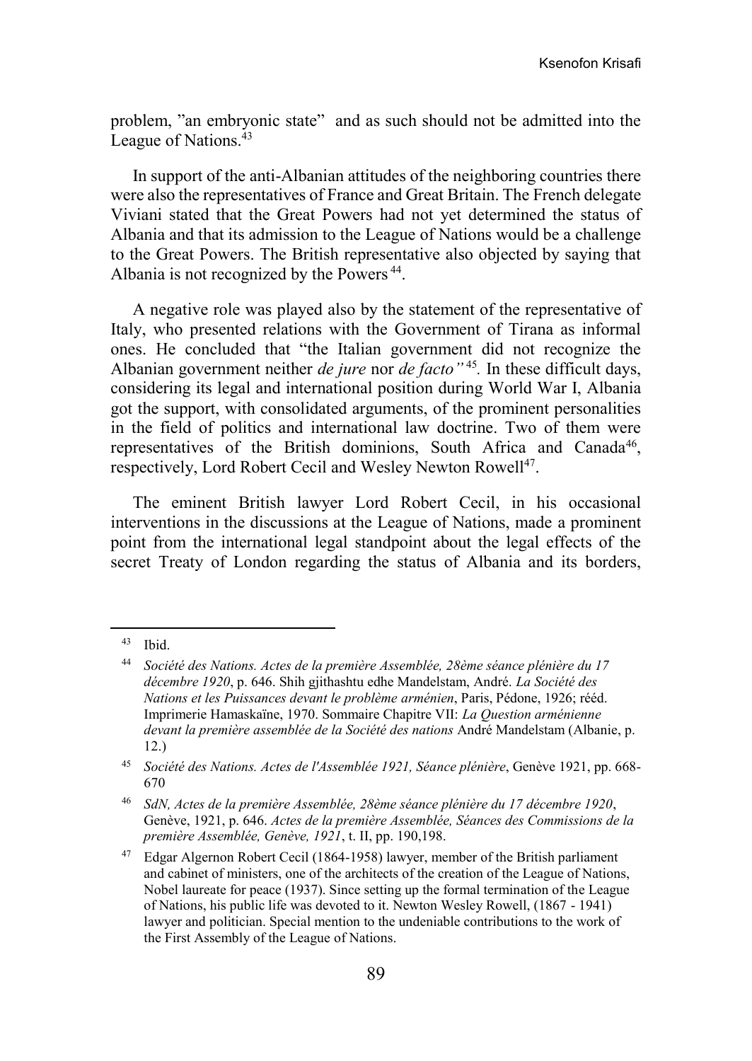problem, ”an embryonic state” and as such should not be admitted into the League of Nations.[43]

In support of the anti-Albanian attitudes of the neighboring countries there were also the representatives of France and Great Britain. The French delegate Viviani stated that the Great Powers had not yet determined the status of Albania and that its admission to the League of Nations would be a challenge to the Great Powers. The British representative also objected by saying that Albania is not recognized by the Powers [44].

A negative role was played also by the statement of the representative of Italy, who presented relations with the Government of Tirana as informal ones. He concluded that “the Italian government did not recognize the Albanian government neither *de jure* nor *de facto”* [45]*.* In these difficult days, considering its legal and international position during World War I, Albania got the support, with consolidated arguments, of the prominent personalities in the field of politics and international law doctrine. Two of them were representatives of the British dominions, South Africa and Canada[46], respectively, Lord Robert Cecil and Wesley Newton Rowell[47].

The eminent British lawyer Lord Robert Cecil, in his occasional interventions in the discussions at the League of Nations, made a prominent point from the international legal standpoint about the legal effects of the secret Treaty of London regarding the status of Albania and its borders,

---

[43] Ibid.

[44] *Société des Nations. Actes de la première Assemblée, 28ème séance plénière du 17 décembre 1920*, p. 646. Shih gjithashtu edhe Mandelstam, André. *La Société des Nations et les Puissances devant le problème arménien*, Paris, Pédone, 1926; rééd. Imprimerie Hamaskaïne, 1970. Sommaire Chapitre VII: *La Question arménienne devant la première assemblée de la Société des nations* André Mandelstam (Albanie, p. 12.)

[45] *Société des Nations. Actes de l'Assemblée 1921, Séance plénière*, Genève 1921, pp. 668-670

[46] *SdN, Actes de la première Assemblée, 28ème séance plénière du 17 décembre 1920*, Genève, 1921, p. 646. *Actes de la première Assemblée, Séances des Commissions de la première Assemblée, Genève, 1921*, t. II, pp. 190,198.

[47] Edgar Algernon Robert Cecil (1864-1958) lawyer, member of the British parliament and cabinet of ministers, one of the architects of the creation of the League of Nations, Nobel laureate for peace (1937). Since setting up the formal termination of the League of Nations, his public life was devoted to it. Newton Wesley Rowell, (1867 - 1941) lawyer and politician. Special mention to the undeniable contributions to the work of the First Assembly of the League of Nations.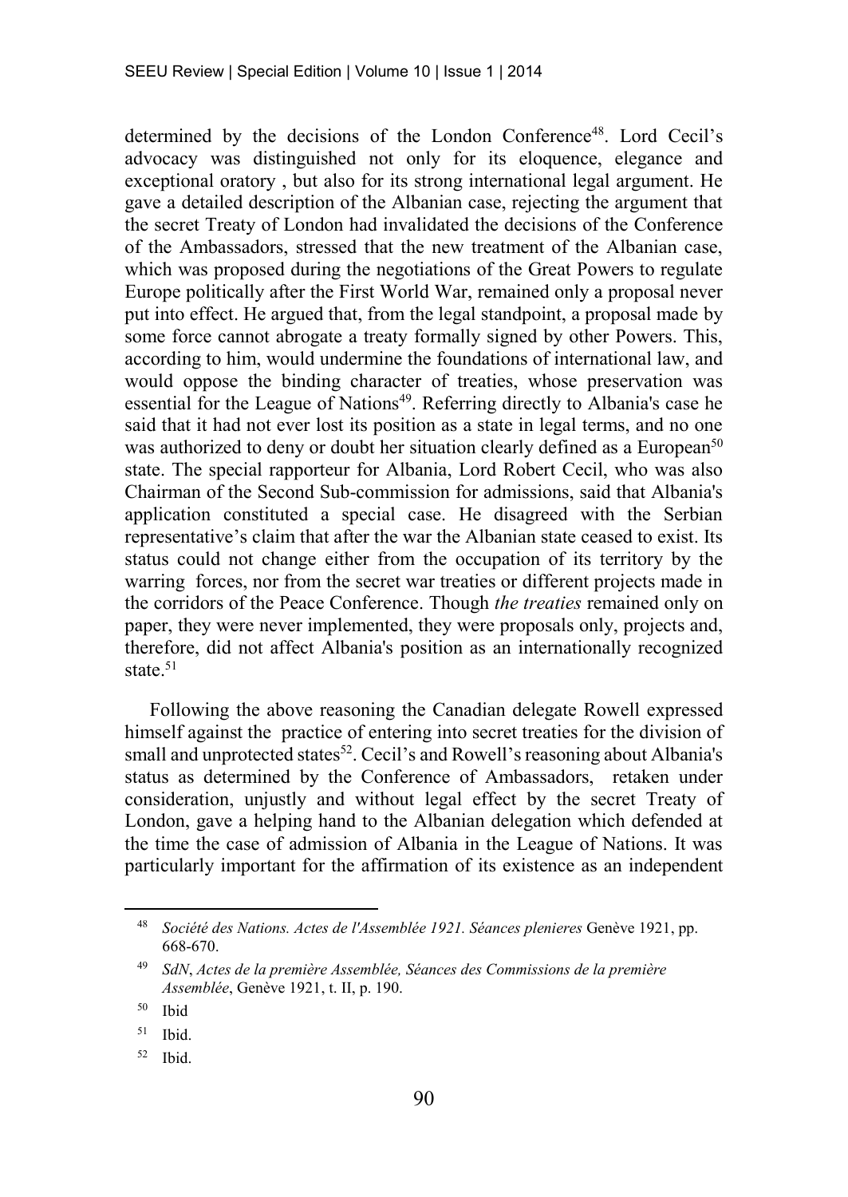determined by the decisions of the London Conference[48]. Lord Cecil's advocacy was distinguished not only for its eloquence, elegance and exceptional oratory , but also for its strong international legal argument. He gave a detailed description of the Albanian case, rejecting the argument that the secret Treaty of London had invalidated the decisions of the Conference of the Ambassadors, stressed that the new treatment of the Albanian case, which was proposed during the negotiations of the Great Powers to regulate Europe politically after the First World War, remained only a proposal never put into effect. He argued that, from the legal standpoint, a proposal made by some force cannot abrogate a treaty formally signed by other Powers. This, according to him, would undermine the foundations of international law, and would oppose the binding character of treaties, whose preservation was essential for the League of Nations[49]. Referring directly to Albania's case he said that it had not ever lost its position as a state in legal terms, and no one was authorized to deny or doubt her situation clearly defined as a European[50] state. The special rapporteur for Albania, Lord Robert Cecil, who was also Chairman of the Second Sub-commission for admissions, said that Albania's application constituted a special case. He disagreed with the Serbian representative's claim that after the war the Albanian state ceased to exist. Its status could not change either from the occupation of its territory by the warring forces, nor from the secret war treaties or different projects made in the corridors of the Peace Conference. Though *the treaties* remained only on paper, they were never implemented, they were proposals only, projects and, therefore, did not affect Albania's position as an internationally recognized state.[51]

Following the above reasoning the Canadian delegate Rowell expressed himself against the practice of entering into secret treaties for the division of small and unprotected states[52]. Cecil's and Rowell's reasoning about Albania's status as determined by the Conference of Ambassadors, retaken under consideration, unjustly and without legal effect by the secret Treaty of London, gave a helping hand to the Albanian delegation which defended at the time the case of admission of Albania in the League of Nations. It was particularly important for the affirmation of its existence as an independent

---

[48] *Société des Nations. Actes de l'Assemblée 1921. Séances plenieres* Genève 1921, pp. 668-670.

[49] *SdN*, *Actes de la première Assemblée, Séances des Commissions de la première Assemblée*, Genève 1921, t. II, p. 190.

[50] Ibid

[51] Ibid.

[52] Ibid.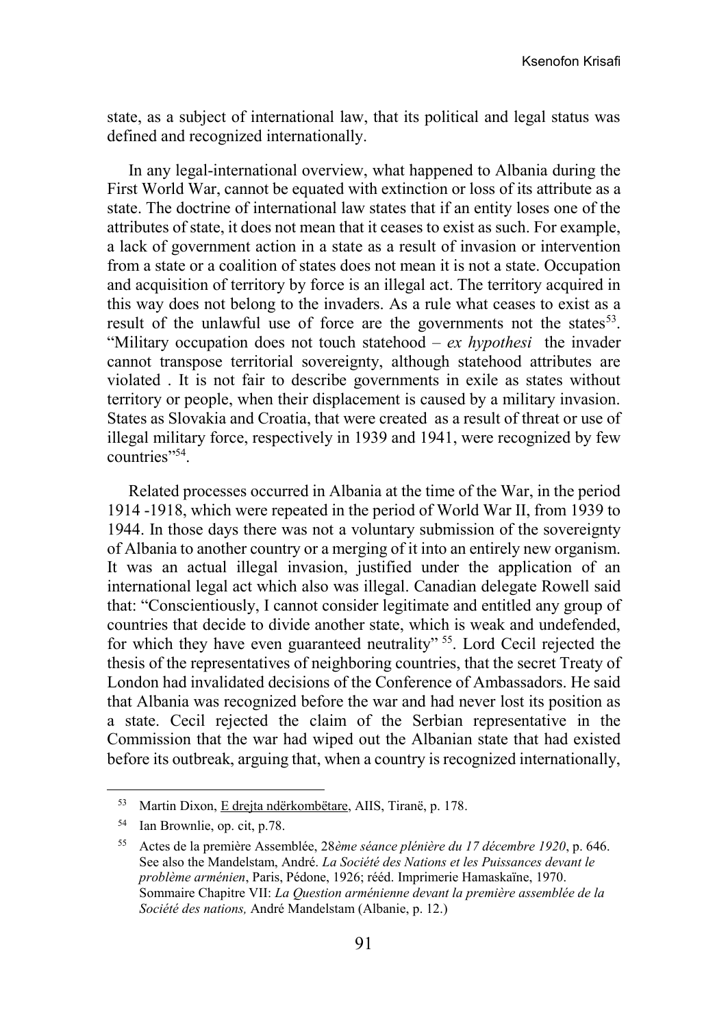state, as a subject of international law, that its political and legal status was defined and recognized internationally.

In any legal-international overview, what happened to Albania during the First World War, cannot be equated with extinction or loss of its attribute as a state. The doctrine of international law states that if an entity loses one of the attributes of state, it does not mean that it ceases to exist as such. For example, a lack of government action in a state as a result of invasion or intervention from a state or a coalition of states does not mean it is not a state. Occupation and acquisition of territory by force is an illegal act. The territory acquired in this way does not belong to the invaders. As a rule what ceases to exist as a result of the unlawful use of force are the governments not the states[53]. "Military occupation does not touch statehood – *ex hypothesi* the invader cannot transpose territorial sovereignty, although statehood attributes are violated . It is not fair to describe governments in exile as states without territory or people, when their displacement is caused by a military invasion. States as Slovakia and Croatia, that were created as a result of threat or use of illegal military force, respectively in 1939 and 1941, were recognized by few countries"[54].

Related processes occurred in Albania at the time of the War, in the period 1914 -1918, which were repeated in the period of World War II, from 1939 to 1944. In those days there was not a voluntary submission of the sovereignty of Albania to another country or a merging of it into an entirely new organism. It was an actual illegal invasion, justified under the application of an international legal act which also was illegal. Canadian delegate Rowell said that: "Conscientiously, I cannot consider legitimate and entitled any group of countries that decide to divide another state, which is weak and undefended, for which they have even guaranteed neutrality" [55]. Lord Cecil rejected the thesis of the representatives of neighboring countries, that the secret Treaty of London had invalidated decisions of the Conference of Ambassadors. He said that Albania was recognized before the war and had never lost its position as a state. Cecil rejected the claim of the Serbian representative in the Commission that the war had wiped out the Albanian state that had existed before its outbreak, arguing that, when a country is recognized internationally,

---

[53] Martin Dixon, E drejta ndërkombëtare, AIIS, Tiranë, p. 178.

[54] Ian Brownlie, op. cit, p.78.

[55] Actes de la première Assemblée, 28*ème séance plénière du 17 décembre 1920*, p. 646. See also the Mandelstam, André. *La Société des Nations et les Puissances devant le problème arménien*, Paris, Pédone, 1926; rééd. Imprimerie Hamaskaïne, 1970. Sommaire Chapitre VII: *La Question arménienne devant la première assemblée de la Société des nations,* André Mandelstam (Albanie, p. 12.)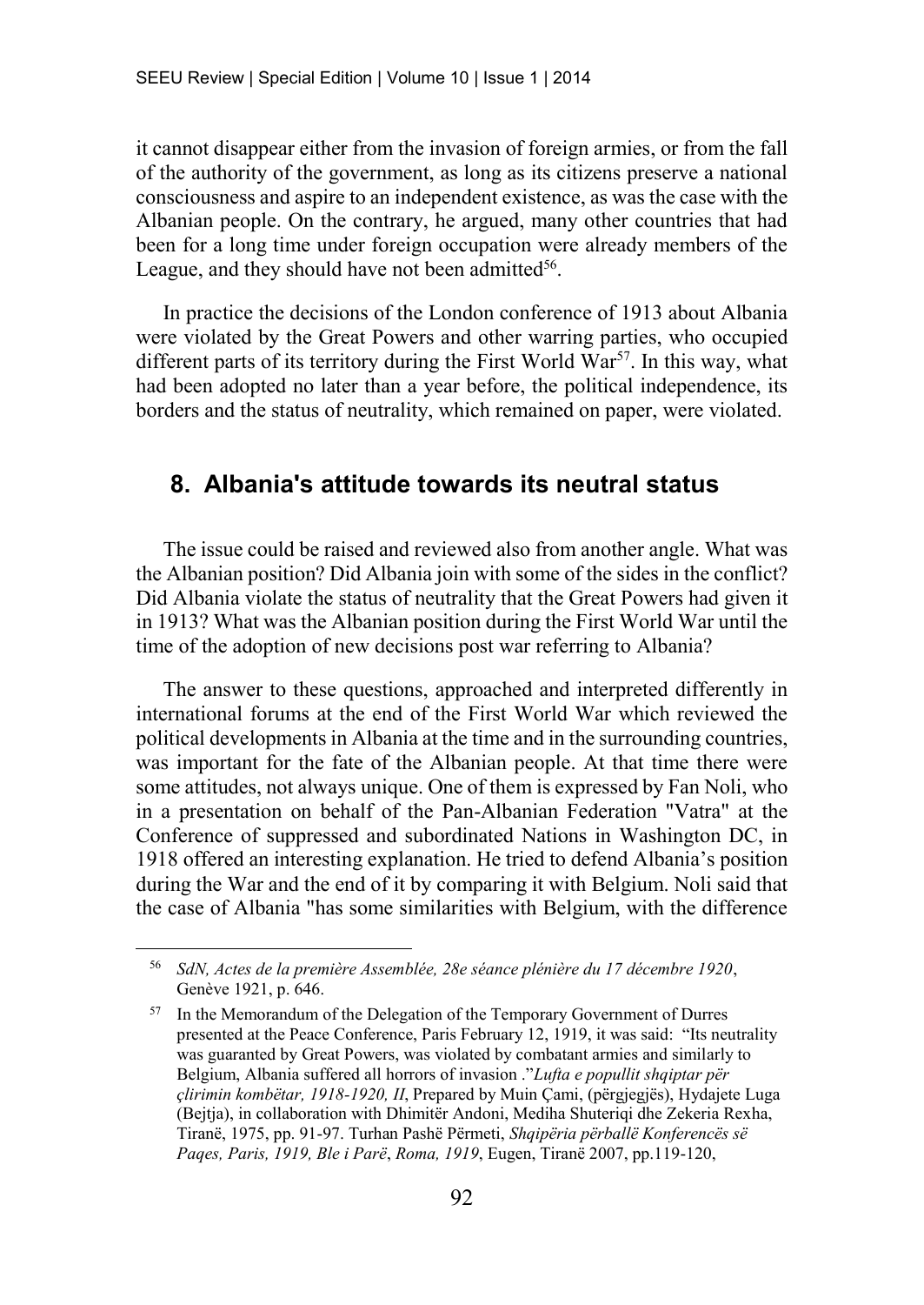it cannot disappear either from the invasion of foreign armies, or from the fall of the authority of the government, as long as its citizens preserve a national consciousness and aspire to an independent existence, as was the case with the Albanian people. On the contrary, he argued, many other countries that had been for a long time under foreign occupation were already members of the League, and they should have not been admitted[56].

In practice the decisions of the London conference of 1913 about Albania were violated by the Great Powers and other warring parties, who occupied different parts of its territory during the First World War[57]. In this way, what had been adopted no later than a year before, the political independence, its borders and the status of neutrality, which remained on paper, were violated.

## 8. Albania's attitude towards its neutral status

The issue could be raised and reviewed also from another angle. What was the Albanian position? Did Albania join with some of the sides in the conflict? Did Albania violate the status of neutrality that the Great Powers had given it in 1913? What was the Albanian position during the First World War until the time of the adoption of new decisions post war referring to Albania?

The answer to these questions, approached and interpreted differently in international forums at the end of the First World War which reviewed the political developments in Albania at the time and in the surrounding countries, was important for the fate of the Albanian people. At that time there were some attitudes, not always unique. One of them is expressed by Fan Noli, who in a presentation on behalf of the Pan-Albanian Federation "Vatra" at the Conference of suppressed and subordinated Nations in Washington DC, in 1918 offered an interesting explanation. He tried to defend Albania's position during the War and the end of it by comparing it with Belgium. Noli said that the case of Albania "has some similarities with Belgium, with the difference

---

[56] *SdN, Actes de la première Assemblée, 28e séance plénière du 17 décembre 1920*, Genève 1921, p. 646.

[57] In the Memorandum of the Delegation of the Temporary Government of Durres presented at the Peace Conference, Paris February 12, 1919, it was said: "Its neutrality was guaranted by Great Powers, was violated by combatant armies and similarly to Belgium, Albania suffered all horrors of invasion ."*Lufta e popullit shqiptar për çlirimin kombëtar, 1918-1920, II*, Prepared by Muin Çami, (përgjegjës), Hydajete Luga (Bejtja), in collaboration with Dhimitër Andoni, Mediha Shuteriqi dhe Zekeria Rexha, Tiranë, 1975, pp. 91-97. Turhan Pashë Përmeti, *Shqipëria përballë Konferencës së Paqes, Paris, 1919, Ble i Parë*, *Roma, 1919*, Eugen, Tiranë 2007, pp.119-120,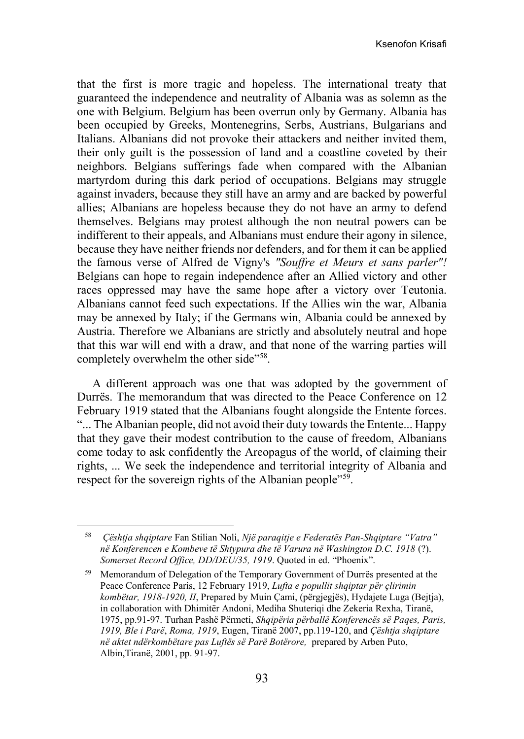that the first is more tragic and hopeless. The international treaty that guaranteed the independence and neutrality of Albania was as solemn as the one with Belgium. Belgium has been overrun only by Germany. Albania has been occupied by Greeks, Montenegrins, Serbs, Austrians, Bulgarians and Italians. Albanians did not provoke their attackers and neither invited them, their only guilt is the possession of land and a coastline coveted by their neighbors. Belgians sufferings fade when compared with the Albanian martyrdom during this dark period of occupations. Belgians may struggle against invaders, because they still have an army and are backed by powerful allies; Albanians are hopeless because they do not have an army to defend themselves. Belgians may protest although the non neutral powers can be indifferent to their appeals, and Albanians must endure their agony in silence, because they have neither friends nor defenders, and for them it can be applied the famous verse of Alfred de Vigny's *"Souffre et Meurs et sans parler"!* Belgians can hope to regain independence after an Allied victory and other races oppressed may have the same hope after a victory over Teutonia. Albanians cannot feed such expectations. If the Allies win the war, Albania may be annexed by Italy; if the Germans win, Albania could be annexed by Austria. Therefore we Albanians are strictly and absolutely neutral and hope that this war will end with a draw, and that none of the warring parties will completely overwhelm the other side"[58].

A different approach was one that was adopted by the government of Durrës. The memorandum that was directed to the Peace Conference on 12 February 1919 stated that the Albanians fought alongside the Entente forces. "... The Albanian people, did not avoid their duty towards the Entente... Happy that they gave their modest contribution to the cause of freedom, Albanians come today to ask confidently the Areopagus of the world, of claiming their rights, ... We seek the independence and territorial integrity of Albania and respect for the sovereign rights of the Albanian people"[59].

---

[58] *Çështja shqiptare* Fan Stilian Noli, *Një paraqitje e Federatës Pan-Shqiptare "Vatra" në Konferencen e Kombeve të Shtypura dhe të Varura në Washington D.C. 1918* (?). *Somerset Record Office, DD/DEU/35, 1919*. Quoted in ed. "Phoenix".

[59] Memorandum of Delegation of the Temporary Government of Durrës presented at the Peace Conference Paris, 12 February 1919, *Lufta e popullit shqiptar për çlirimin kombëtar, 1918-1920, II*, Prepared by Muin Çami, (përgjegjës), Hydajete Luga (Bejtja), in collaboration with Dhimitër Andoni, Mediha Shuteriqi dhe Zekeria Rexha, Tiranë, 1975, pp.91-97. Turhan Pashë Përmeti, *Shqipëria përballë Konferencës së Paqes, Paris, 1919, Ble i Parë*, *Roma, 1919*, Eugen, Tiranë 2007, pp.119-120, and *Çështja shqiptare në aktet ndërkombëtare pas Luftës së Parë Botërore,* prepared by Arben Puto, Albin,Tiranë, 2001, pp. 91-97.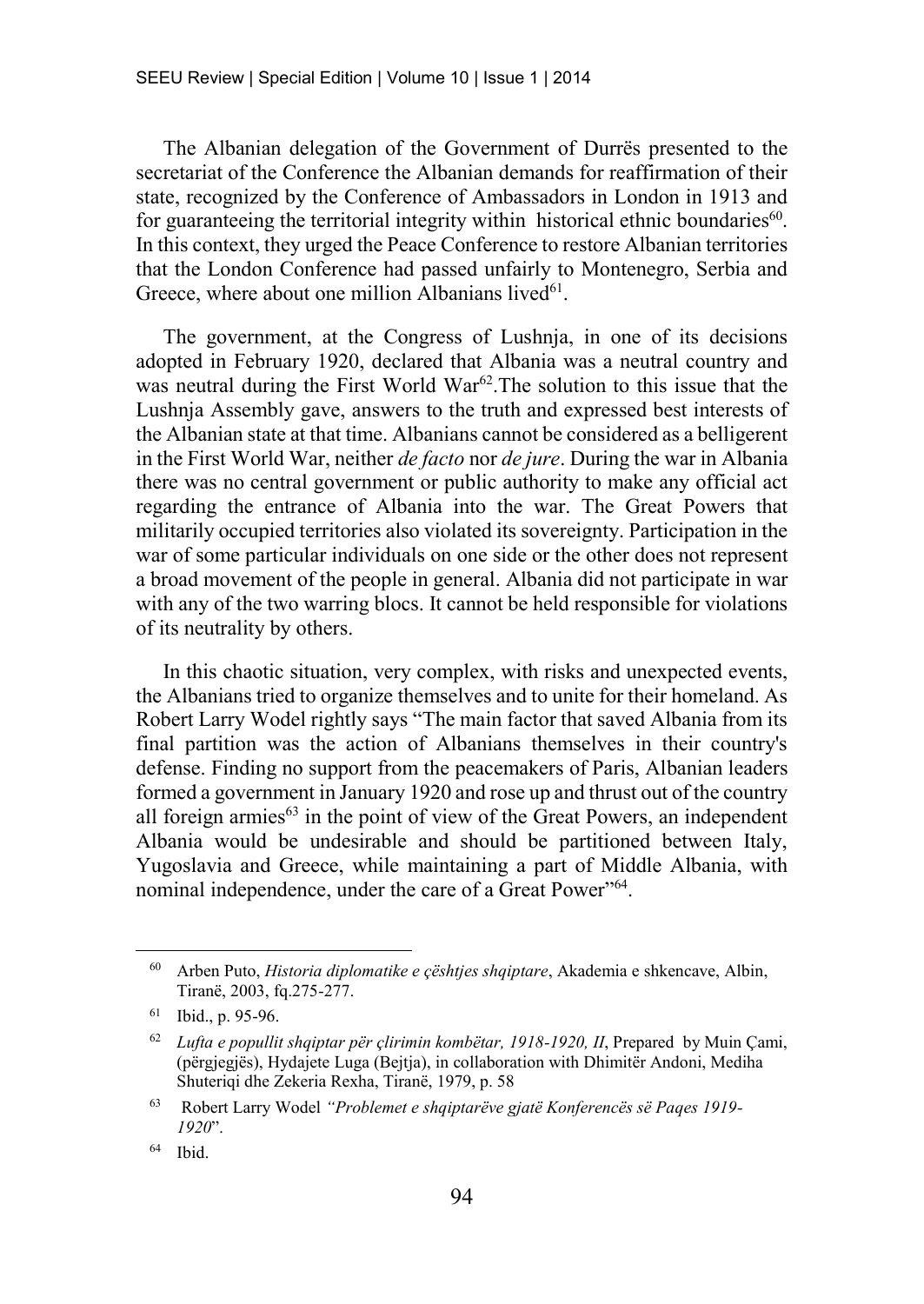The Albanian delegation of the Government of Durrës presented to the secretariat of the Conference the Albanian demands for reaffirmation of their state, recognized by the Conference of Ambassadors in London in 1913 and for guaranteeing the territorial integrity within historical ethnic boundaries[60]. In this context, they urged the Peace Conference to restore Albanian territories that the London Conference had passed unfairly to Montenegro, Serbia and Greece, where about one million Albanians lived[61].

The government, at the Congress of Lushnja, in one of its decisions adopted in February 1920, declared that Albania was a neutral country and was neutral during the First World War[62].The solution to this issue that the Lushnja Assembly gave, answers to the truth and expressed best interests of the Albanian state at that time. Albanians cannot be considered as a belligerent in the First World War, neither *de facto* nor *de jure*. During the war in Albania there was no central government or public authority to make any official act regarding the entrance of Albania into the war. The Great Powers that militarily occupied territories also violated its sovereignty. Participation in the war of some particular individuals on one side or the other does not represent a broad movement of the people in general. Albania did not participate in war with any of the two warring blocs. It cannot be held responsible for violations of its neutrality by others.

In this chaotic situation, very complex, with risks and unexpected events, the Albanians tried to organize themselves and to unite for their homeland. As Robert Larry Wodel rightly says "The main factor that saved Albania from its final partition was the action of Albanians themselves in their country's defense. Finding no support from the peacemakers of Paris, Albanian leaders formed a government in January 1920 and rose up and thrust out of the country all foreign armies[63] in the point of view of the Great Powers, an independent Albania would be undesirable and should be partitioned between Italy, Yugoslavia and Greece, while maintaining a part of Middle Albania, with nominal independence, under the care of a Great Power"[64].

---

[60] Arben Puto, *Historia diplomatike e çështjes shqiptare*, Akademia e shkencave, Albin, Tiranë, 2003, fq.275-277.

[61] Ibid., p. 95-96.

[62] *Lufta e popullit shqiptar për çlirimin kombëtar, 1918-1920, II*, Prepared by Muin Çami, (përgjegjës), Hydajete Luga (Bejtja), in collaboration with Dhimitër Andoni, Mediha Shuteriqi dhe Zekeria Rexha, Tiranë, 1979, p. 58

[63] Robert Larry Wodel *"Problemet e shqiptarëve gjatë Konferencës së Paqes 1919-1920*".

[64] Ibid.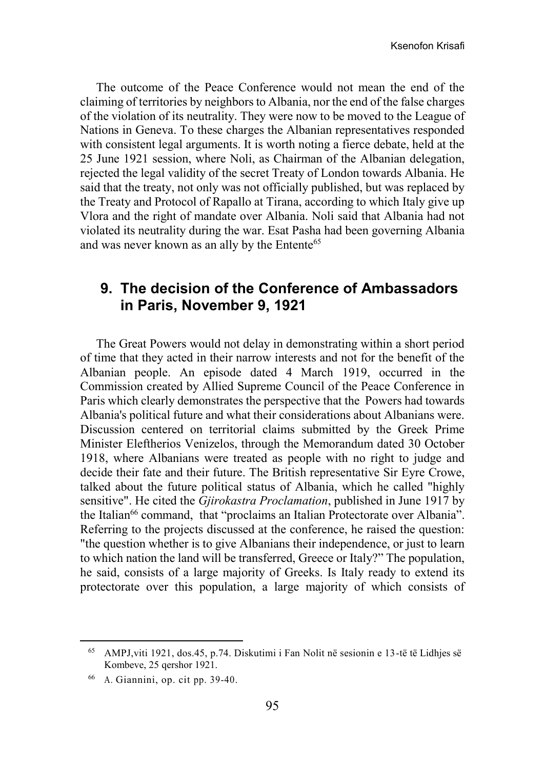The outcome of the Peace Conference would not mean the end of the claiming of territories by neighbors to Albania, nor the end of the false charges of the violation of its neutrality. They were now to be moved to the League of Nations in Geneva. To these charges the Albanian representatives responded with consistent legal arguments. It is worth noting a fierce debate, held at the 25 June 1921 session, where Noli, as Chairman of the Albanian delegation, rejected the legal validity of the secret Treaty of London towards Albania. He said that the treaty, not only was not officially published, but was replaced by the Treaty and Protocol of Rapallo at Tirana, according to which Italy give up Vlora and the right of mandate over Albania. Noli said that Albania had not violated its neutrality during the war. Esat Pasha had been governing Albania and was never known as an ally by the Entente[65]

## 9. The decision of the Conference of Ambassadors in Paris, November 9, 1921

The Great Powers would not delay in demonstrating within a short period of time that they acted in their narrow interests and not for the benefit of the Albanian people. An episode dated 4 March 1919, occurred in the Commission created by Allied Supreme Council of the Peace Conference in Paris which clearly demonstrates the perspective that the Powers had towards Albania's political future and what their considerations about Albanians were. Discussion centered on territorial claims submitted by the Greek Prime Minister Eleftherios Venizelos, through the Memorandum dated 30 October 1918, where Albanians were treated as people with no right to judge and decide their fate and their future. The British representative Sir Eyre Crowe, talked about the future political status of Albania, which he called "highly sensitive". He cited the *Gjirokastra Proclamation*, published in June 1917 by the Italian[66] command, that "proclaims an Italian Protectorate over Albania". Referring to the projects discussed at the conference, he raised the question: "the question whether is to give Albanians their independence, or just to learn to which nation the land will be transferred, Greece or Italy?" The population, he said, consists of a large majority of Greeks. Is Italy ready to extend its protectorate over this population, a large majority of which consists of

[65] AMPJ,viti 1921, dos.45, p.74. Diskutimi i Fan Nolit në sesionin e 13-të të Lidhjes së Kombeve, 25 qershor 1921.

[66] A. Giannini, op. cit pp. 39-40.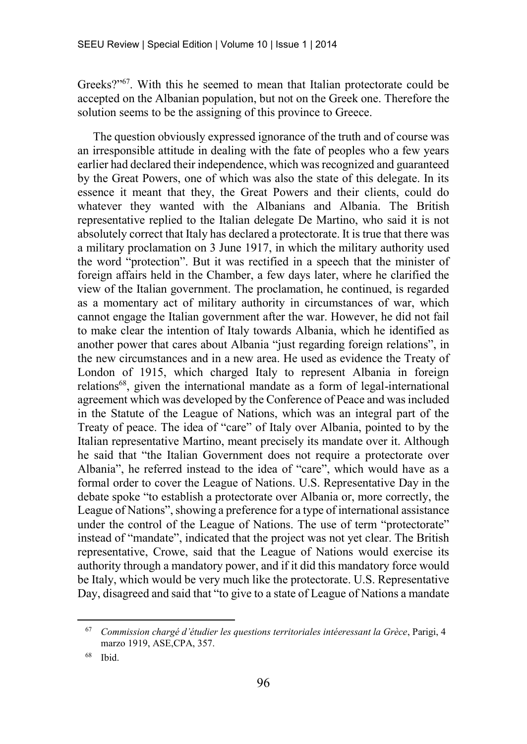Greeks?"[67]. With this he seemed to mean that Italian protectorate could be accepted on the Albanian population, but not on the Greek one. Therefore the solution seems to be the assigning of this province to Greece.

The question obviously expressed ignorance of the truth and of course was an irresponsible attitude in dealing with the fate of peoples who a few years earlier had declared their independence, which was recognized and guaranteed by the Great Powers, one of which was also the state of this delegate. In its essence it meant that they, the Great Powers and their clients, could do whatever they wanted with the Albanians and Albania. The British representative replied to the Italian delegate De Martino, who said it is not absolutely correct that Italy has declared a protectorate. It is true that there was a military proclamation on 3 June 1917, in which the military authority used the word "protection". But it was rectified in a speech that the minister of foreign affairs held in the Chamber, a few days later, where he clarified the view of the Italian government. The proclamation, he continued, is regarded as a momentary act of military authority in circumstances of war, which cannot engage the Italian government after the war. However, he did not fail to make clear the intention of Italy towards Albania, which he identified as another power that cares about Albania "just regarding foreign relations", in the new circumstances and in a new area. He used as evidence the Treaty of London of 1915, which charged Italy to represent Albania in foreign relations[68], given the international mandate as a form of legal-international agreement which was developed by the Conference of Peace and was included in the Statute of the League of Nations, which was an integral part of the Treaty of peace. The idea of "care" of Italy over Albania, pointed to by the Italian representative Martino, meant precisely its mandate over it. Although he said that "the Italian Government does not require a protectorate over Albania", he referred instead to the idea of "care", which would have as a formal order to cover the League of Nations. U.S. Representative Day in the debate spoke "to establish a protectorate over Albania or, more correctly, the League of Nations", showing a preference for a type of international assistance under the control of the League of Nations. The use of term "protectorate" instead of "mandate", indicated that the project was not yet clear. The British representative, Crowe, said that the League of Nations would exercise its authority through a mandatory power, and if it did this mandatory force would be Italy, which would be very much like the protectorate. U.S. Representative Day, disagreed and said that "to give to a state of League of Nations a mandate

---

[67] *Commission chargé d'étudier les questions territoriales intéeressant la Grèce*, Parigi, 4 marzo 1919, ASE,CPA, 357.

[68] Ibid.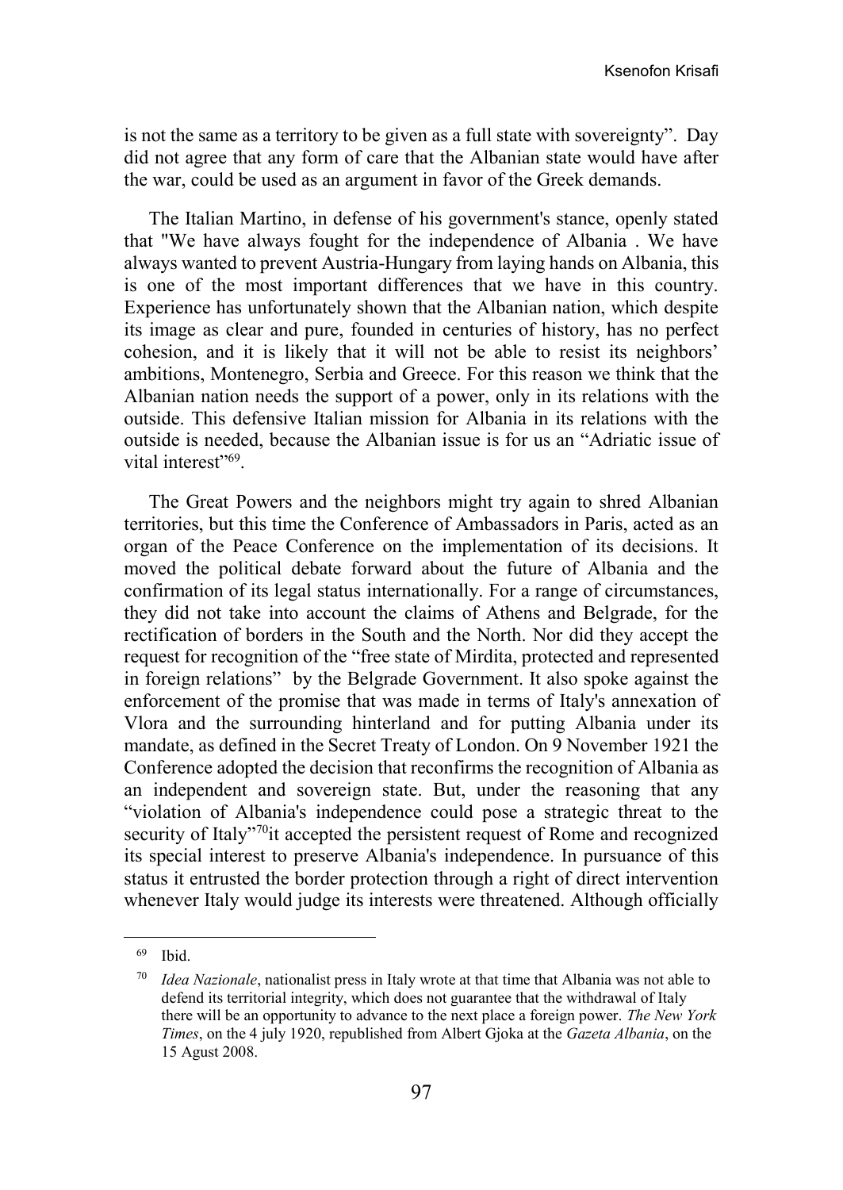is not the same as a territory to be given as a full state with sovereignty". Day did not agree that any form of care that the Albanian state would have after the war, could be used as an argument in favor of the Greek demands.

The Italian Martino, in defense of his government's stance, openly stated that "We have always fought for the independence of Albania . We have always wanted to prevent Austria-Hungary from laying hands on Albania, this is one of the most important differences that we have in this country. Experience has unfortunately shown that the Albanian nation, which despite its image as clear and pure, founded in centuries of history, has no perfect cohesion, and it is likely that it will not be able to resist its neighbors' ambitions, Montenegro, Serbia and Greece. For this reason we think that the Albanian nation needs the support of a power, only in its relations with the outside. This defensive Italian mission for Albania in its relations with the outside is needed, because the Albanian issue is for us an "Adriatic issue of vital interest"[69].

The Great Powers and the neighbors might try again to shred Albanian territories, but this time the Conference of Ambassadors in Paris, acted as an organ of the Peace Conference on the implementation of its decisions. It moved the political debate forward about the future of Albania and the confirmation of its legal status internationally. For a range of circumstances, they did not take into account the claims of Athens and Belgrade, for the rectification of borders in the South and the North. Nor did they accept the request for recognition of the "free state of Mirdita, protected and represented in foreign relations" by the Belgrade Government. It also spoke against the enforcement of the promise that was made in terms of Italy's annexation of Vlora and the surrounding hinterland and for putting Albania under its mandate, as defined in the Secret Treaty of London. On 9 November 1921 the Conference adopted the decision that reconfirms the recognition of Albania as an independent and sovereign state. But, under the reasoning that any "violation of Albania's independence could pose a strategic threat to the security of Italy"[70]it accepted the persistent request of Rome and recognized its special interest to preserve Albania's independence. In pursuance of this status it entrusted the border protection through a right of direct intervention whenever Italy would judge its interests were threatened. Although officially

---

[69] Ibid.

[70] *Idea Nazionale*, nationalist press in Italy wrote at that time that Albania was not able to defend its territorial integrity, which does not guarantee that the withdrawal of Italy there will be an opportunity to advance to the next place a foreign power. *The New York Times*, on the 4 july 1920, republished from Albert Gjoka at the *Gazeta Albania*, on the 15 Agust 2008.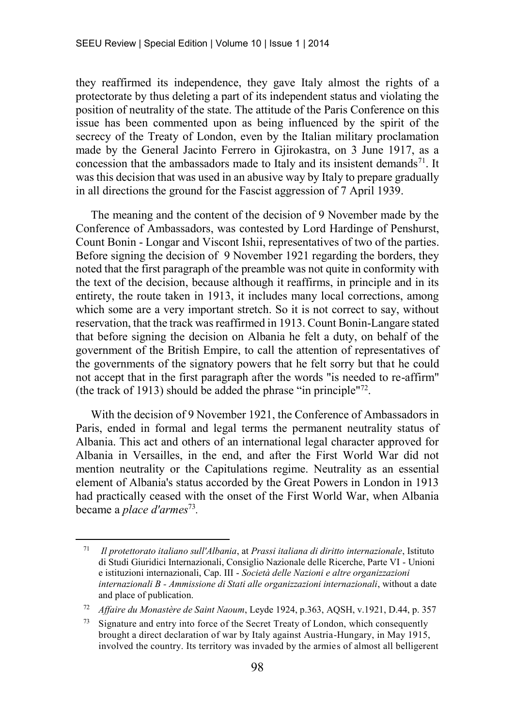they reaffirmed its independence, they gave Italy almost the rights of a protectorate by thus deleting a part of its independent status and violating the position of neutrality of the state. The attitude of the Paris Conference on this issue has been commented upon as being influenced by the spirit of the secrecy of the Treaty of London, even by the Italian military proclamation made by the General Jacinto Ferrero in Gjirokastra, on 3 June 1917, as a concession that the ambassadors made to Italy and its insistent demands[71]. It was this decision that was used in an abusive way by Italy to prepare gradually in all directions the ground for the Fascist aggression of 7 April 1939.

The meaning and the content of the decision of 9 November made by the Conference of Ambassadors, was contested by Lord Hardinge of Penshurst, Count Bonin - Longar and Viscont Ishii, representatives of two of the parties. Before signing the decision of 9 November 1921 regarding the borders, they noted that the first paragraph of the preamble was not quite in conformity with the text of the decision, because although it reaffirms, in principle and in its entirety, the route taken in 1913, it includes many local corrections, among which some are a very important stretch. So it is not correct to say, without reservation, that the track was reaffirmed in 1913. Count Bonin-Langare stated that before signing the decision on Albania he felt a duty, on behalf of the government of the British Empire, to call the attention of representatives of the governments of the signatory powers that he felt sorry but that he could not accept that in the first paragraph after the words "is needed to re-affirm" (the track of 1913) should be added the phrase "in principle"[72].

With the decision of 9 November 1921, the Conference of Ambassadors in Paris, ended in formal and legal terms the permanent neutrality status of Albania. This act and others of an international legal character approved for Albania in Versailles, in the end, and after the First World War did not mention neutrality or the Capitulations regime. Neutrality as an essential element of Albania's status accorded by the Great Powers in London in 1913 had practically ceased with the onset of the First World War, when Albania became a *place d'armes*[73].

---

[71] *Il protettorato italiano sull'Albania*, at *Prassi italiana di diritto internazionale*, Istituto di Studi Giuridici Internazionali, Consiglio Nazionale delle Ricerche, Parte VI - Unioni e istituzioni internazionali, Cap. III - *Società delle Nazioni e altre organizzazioni internazionali B - Ammissione di Stati alle organizzazioni internazionali*, without a date and place of publication.

[72] *Affaire du Monastère de Saint Naoum*, Leyde 1924, p.363, AQSH, v.1921, D.44, p. 357

[73] Signature and entry into force of the Secret Treaty of London, which consequently brought a direct declaration of war by Italy against Austria-Hungary, in May 1915, involved the country. Its territory was invaded by the armies of almost all belligerent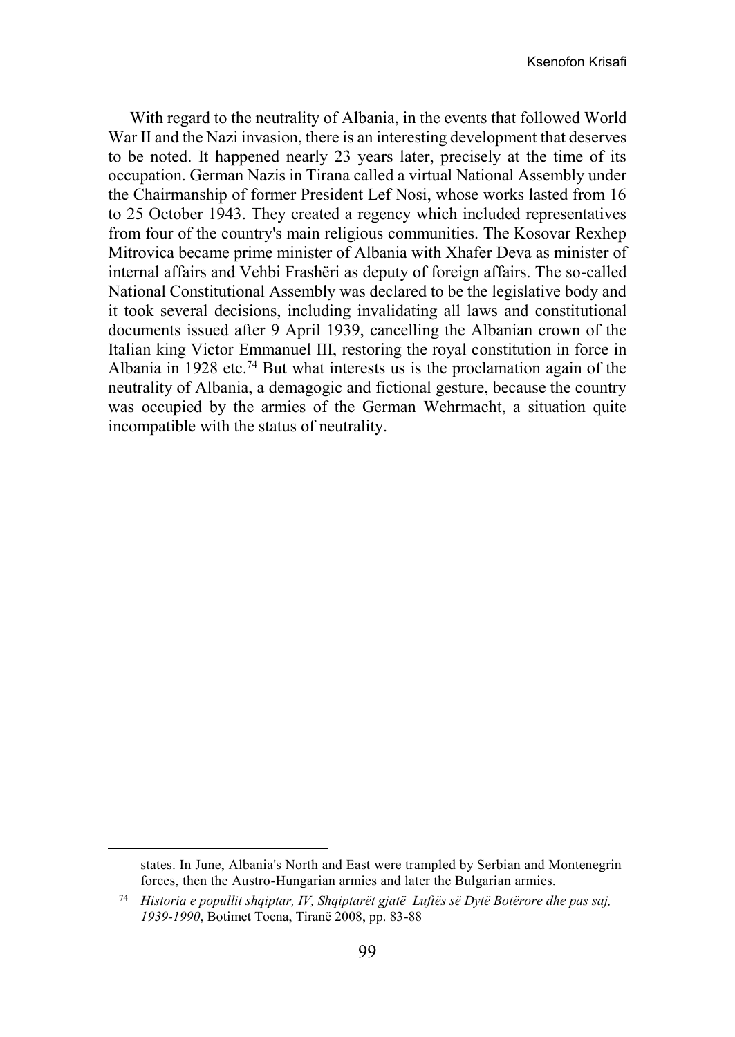With regard to the neutrality of Albania, in the events that followed World War II and the Nazi invasion, there is an interesting development that deserves to be noted. It happened nearly 23 years later, precisely at the time of its occupation. German Nazis in Tirana called a virtual National Assembly under the Chairmanship of former President Lef Nosi, whose works lasted from 16 to 25 October 1943. They created a regency which included representatives from four of the country's main religious communities. The Kosovar Rexhep Mitrovica became prime minister of Albania with Xhafer Deva as minister of internal affairs and Vehbi Frashëri as deputy of foreign affairs. The so-called National Constitutional Assembly was declared to be the legislative body and it took several decisions, including invalidating all laws and constitutional documents issued after 9 April 1939, cancelling the Albanian crown of the Italian king Victor Emmanuel III, restoring the royal constitution in force in Albania in 1928 etc.[74] But what interests us is the proclamation again of the neutrality of Albania, a demagogic and fictional gesture, because the country was occupied by the armies of the German Wehrmacht, a situation quite incompatible with the status of neutrality.

---

states. In June, Albania's North and East were trampled by Serbian and Montenegrin forces, then the Austro-Hungarian armies and later the Bulgarian armies.

[74] *Historia e popullit shqiptar, IV, Shqiptarët gjatë Luftës së Dytë Botërore dhe pas saj, 1939-1990*, Botimet Toena, Tiranë 2008, pp. 83-88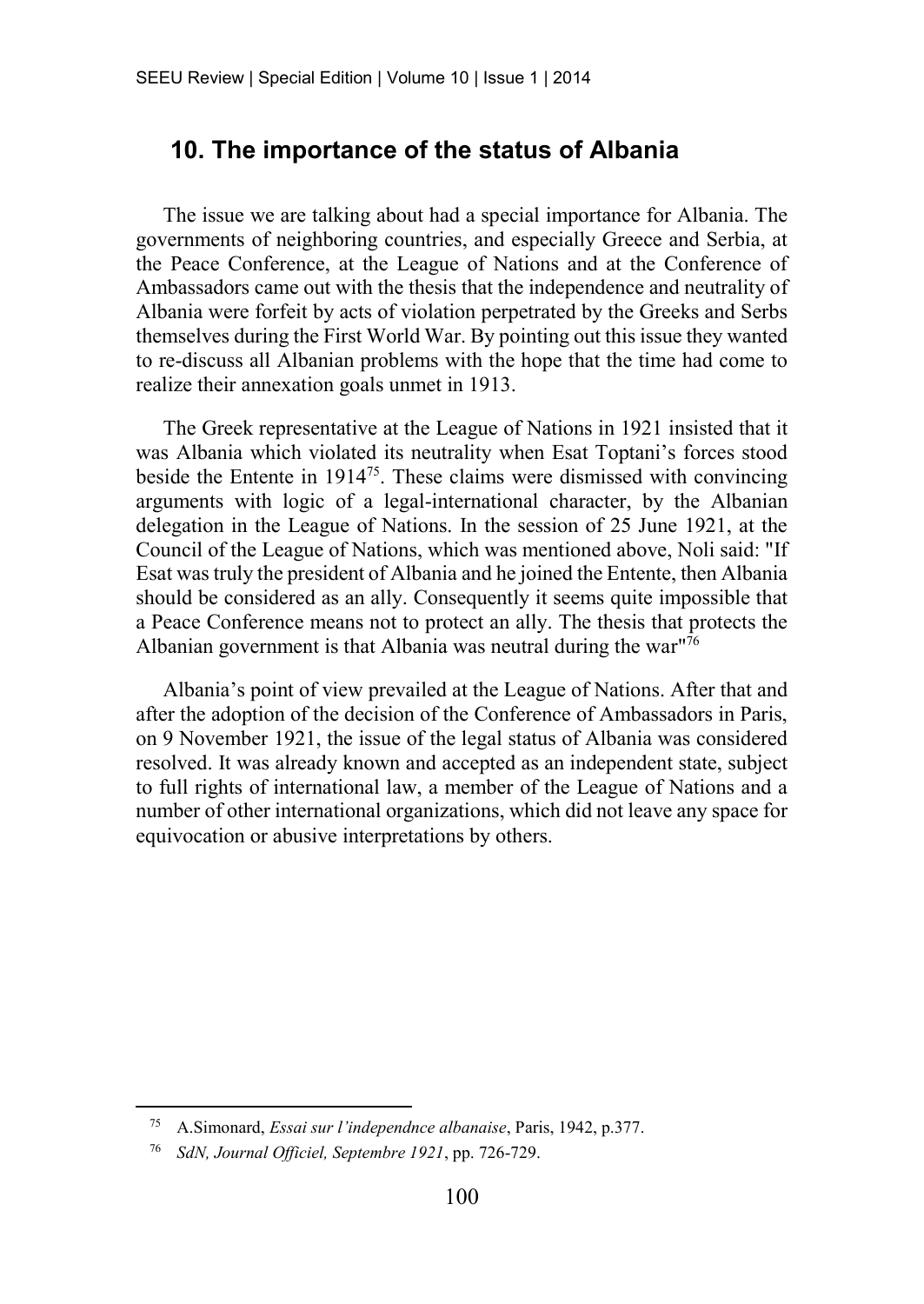## 10. The importance of the status of Albania

The issue we are talking about had a special importance for Albania. The governments of neighboring countries, and especially Greece and Serbia, at the Peace Conference, at the League of Nations and at the Conference of Ambassadors came out with the thesis that the independence and neutrality of Albania were forfeit by acts of violation perpetrated by the Greeks and Serbs themselves during the First World War. By pointing out this issue they wanted to re-discuss all Albanian problems with the hope that the time had come to realize their annexation goals unmet in 1913.

The Greek representative at the League of Nations in 1921 insisted that it was Albania which violated its neutrality when Esat Toptani's forces stood beside the Entente in 1914[75]. These claims were dismissed with convincing arguments with logic of a legal-international character, by the Albanian delegation in the League of Nations. In the session of 25 June 1921, at the Council of the League of Nations, which was mentioned above, Noli said: "If Esat was truly the president of Albania and he joined the Entente, then Albania should be considered as an ally. Consequently it seems quite impossible that a Peace Conference means not to protect an ally. The thesis that protects the Albanian government is that Albania was neutral during the war"[76]

Albania's point of view prevailed at the League of Nations. After that and after the adoption of the decision of the Conference of Ambassadors in Paris, on 9 November 1921, the issue of the legal status of Albania was considered resolved. It was already known and accepted as an independent state, subject to full rights of international law, a member of the League of Nations and a number of other international organizations, which did not leave any space for equivocation or abusive interpretations by others.

---

[75] A.Simonard, *Essai sur l'independnce albanaise*, Paris, 1942, p.377.

[76] *SdN, Journal Officiel, Septembre 1921*, pp. 726-729.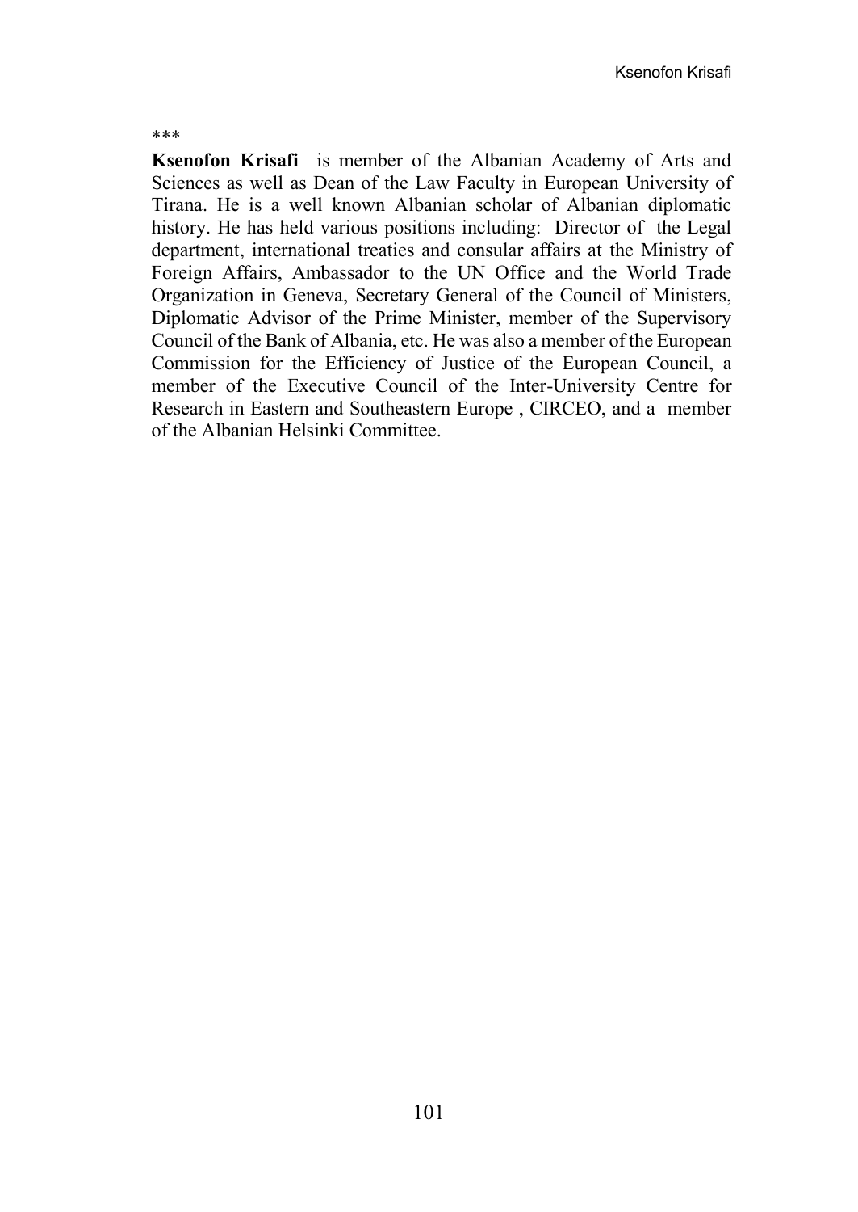***

**Ksenofon Krisafi** is member of the Albanian Academy of Arts and Sciences as well as Dean of the Law Faculty in European University of Tirana. He is a well known Albanian scholar of Albanian diplomatic history. He has held various positions including: Director of the Legal department, international treaties and consular affairs at the Ministry of Foreign Affairs, Ambassador to the UN Office and the World Trade Organization in Geneva, Secretary General of the Council of Ministers, Diplomatic Advisor of the Prime Minister, member of the Supervisory Council of the Bank of Albania, etc. He was also a member of the European Commission for the Efficiency of Justice of the European Council, a member of the Executive Council of the Inter-University Centre for Research in Eastern and Southeastern Europe , CIRCEO, and a member of the Albanian Helsinki Committee.